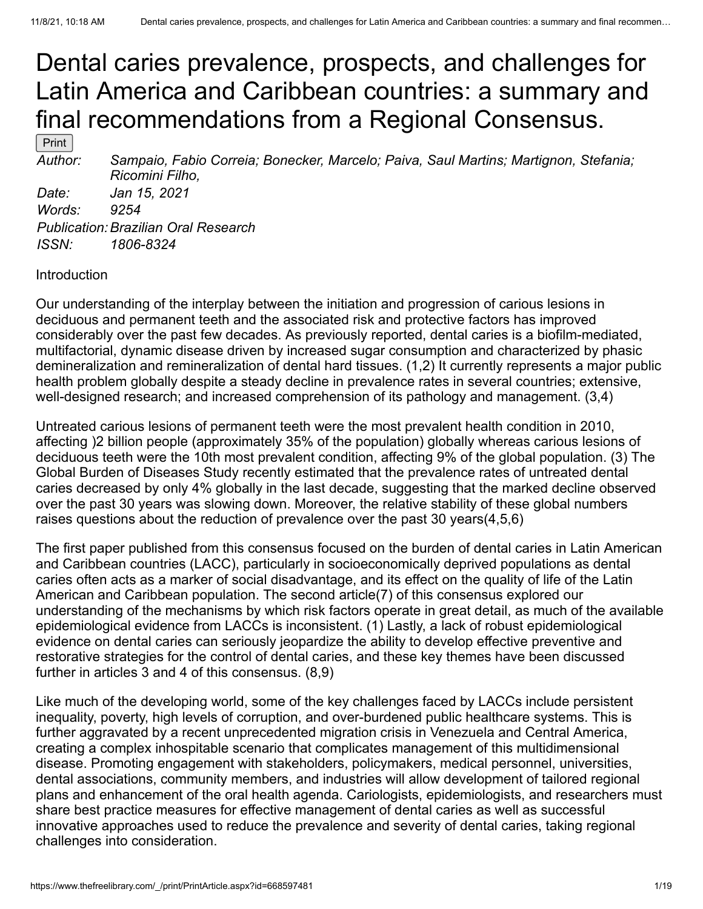# Dental caries prevalence, prospects, and challenges for Latin America and Caribbean countries: a summary and final recommendations from a Regional Consensus.

*Author:* *Sampaio, Fabio Correia; Bonecker, Marcelo; Paiva, Saul Martins; Martignon, Stefania; Ricomini Filho,*
*Date:* *Jan 15, 2021*
*Words:* *9254*
*Publication:* *Brazilian Oral Research*
*ISSN:* *1806-8324*

Introduction

Our understanding of the interplay between the initiation and progression of carious lesions in deciduous and permanent teeth and the associated risk and protective factors has improved considerably over the past few decades. As previously reported, dental caries is a biofilm-mediated, multifactorial, dynamic disease driven by increased sugar consumption and characterized by phasic demineralization and remineralization of dental hard tissues. (1,2) It currently represents a major public health problem globally despite a steady decline in prevalence rates in several countries; extensive, well-designed research; and increased comprehension of its pathology and management. (3,4)

Untreated carious lesions of permanent teeth were the most prevalent health condition in 2010, affecting )2 billion people (approximately 35% of the population) globally whereas carious lesions of deciduous teeth were the 10th most prevalent condition, affecting 9% of the global population. (3) The Global Burden of Diseases Study recently estimated that the prevalence rates of untreated dental caries decreased by only 4% globally in the last decade, suggesting that the marked decline observed over the past 30 years was slowing down. Moreover, the relative stability of these global numbers raises questions about the reduction of prevalence over the past 30 years(4,5,6)

The first paper published from this consensus focused on the burden of dental caries in Latin American and Caribbean countries (LACC), particularly in socioeconomically deprived populations as dental caries often acts as a marker of social disadvantage, and its effect on the quality of life of the Latin American and Caribbean population. The second article(7) of this consensus explored our understanding of the mechanisms by which risk factors operate in great detail, as much of the available epidemiological evidence from LACCs is inconsistent. (1) Lastly, a lack of robust epidemiological evidence on dental caries can seriously jeopardize the ability to develop effective preventive and restorative strategies for the control of dental caries, and these key themes have been discussed further in articles 3 and 4 of this consensus. (8,9)

Like much of the developing world, some of the key challenges faced by LACCs include persistent inequality, poverty, high levels of corruption, and over-burdened public healthcare systems. This is further aggravated by a recent unprecedented migration crisis in Venezuela and Central America, creating a complex inhospitable scenario that complicates management of this multidimensional disease. Promoting engagement with stakeholders, policymakers, medical personnel, universities, dental associations, community members, and industries will allow development of tailored regional plans and enhancement of the oral health agenda. Cariologists, epidemiologists, and researchers must share best practice measures for effective management of dental caries as well as successful innovative approaches used to reduce the prevalence and severity of dental caries, taking regional challenges into consideration.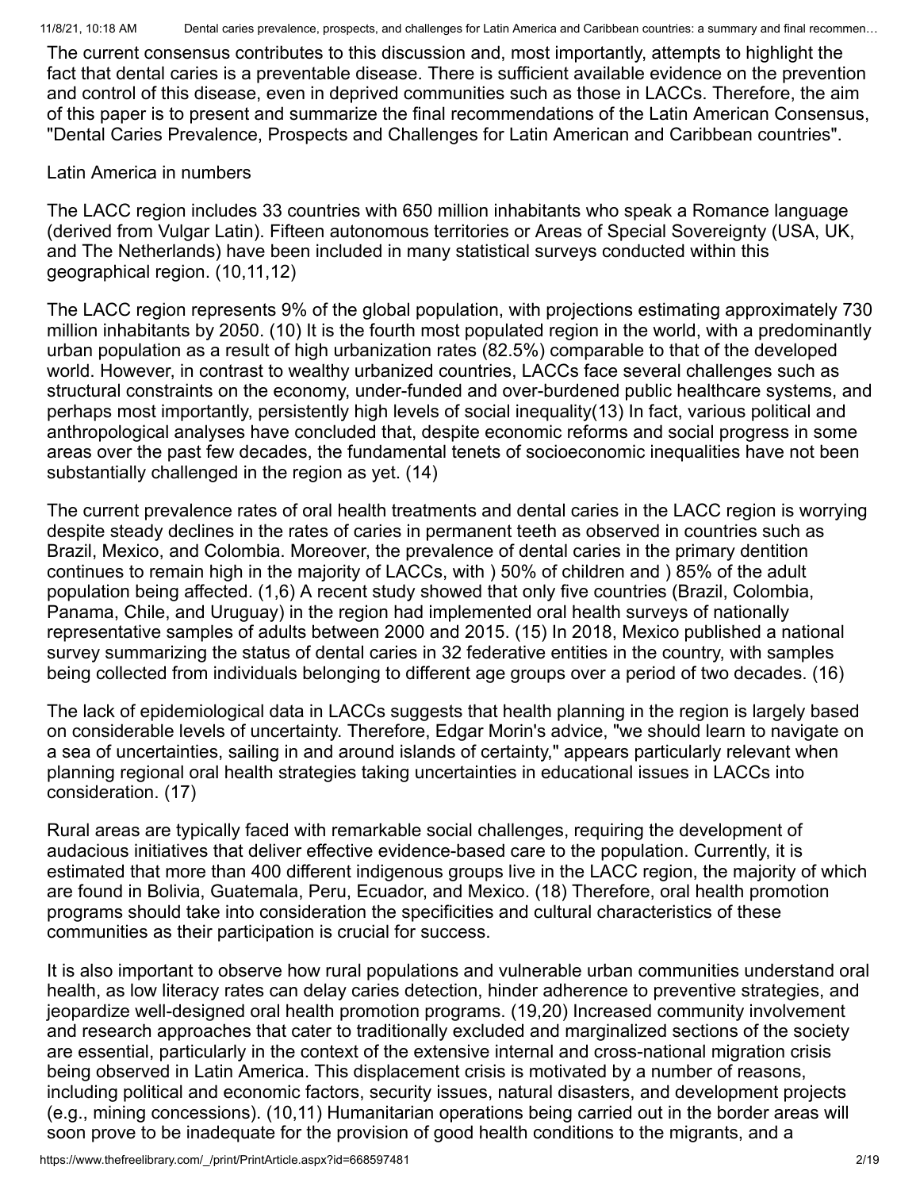The current consensus contributes to this discussion and, most importantly, attempts to highlight the fact that dental caries is a preventable disease. There is sufficient available evidence on the prevention and control of this disease, even in deprived communities such as those in LACCs. Therefore, the aim of this paper is to present and summarize the final recommendations of the Latin American Consensus, "Dental Caries Prevalence, Prospects and Challenges for Latin American and Caribbean countries".

## Latin America in numbers

The LACC region includes 33 countries with 650 million inhabitants who speak a Romance language (derived from Vulgar Latin). Fifteen autonomous territories or Areas of Special Sovereignty (USA, UK, and The Netherlands) have been included in many statistical surveys conducted within this geographical region. (10,11,12)

The LACC region represents 9% of the global population, with projections estimating approximately 730 million inhabitants by 2050. (10) It is the fourth most populated region in the world, with a predominantly urban population as a result of high urbanization rates (82.5%) comparable to that of the developed world. However, in contrast to wealthy urbanized countries, LACCs face several challenges such as structural constraints on the economy, under-funded and over-burdened public healthcare systems, and perhaps most importantly, persistently high levels of social inequality(13) In fact, various political and anthropological analyses have concluded that, despite economic reforms and social progress in some areas over the past few decades, the fundamental tenets of socioeconomic inequalities have not been substantially challenged in the region as yet. (14)

The current prevalence rates of oral health treatments and dental caries in the LACC region is worrying despite steady declines in the rates of caries in permanent teeth as observed in countries such as Brazil, Mexico, and Colombia. Moreover, the prevalence of dental caries in the primary dentition continues to remain high in the majority of LACCs, with ) 50% of children and ) 85% of the adult population being affected. (1,6) A recent study showed that only five countries (Brazil, Colombia, Panama, Chile, and Uruguay) in the region had implemented oral health surveys of nationally representative samples of adults between 2000 and 2015. (15) In 2018, Mexico published a national survey summarizing the status of dental caries in 32 federative entities in the country, with samples being collected from individuals belonging to different age groups over a period of two decades. (16)

The lack of epidemiological data in LACCs suggests that health planning in the region is largely based on considerable levels of uncertainty. Therefore, Edgar Morin's advice, "we should learn to navigate on a sea of uncertainties, sailing in and around islands of certainty," appears particularly relevant when planning regional oral health strategies taking uncertainties in educational issues in LACCs into consideration. (17)

Rural areas are typically faced with remarkable social challenges, requiring the development of audacious initiatives that deliver effective evidence-based care to the population. Currently, it is estimated that more than 400 different indigenous groups live in the LACC region, the majority of which are found in Bolivia, Guatemala, Peru, Ecuador, and Mexico. (18) Therefore, oral health promotion programs should take into consideration the specificities and cultural characteristics of these communities as their participation is crucial for success.

It is also important to observe how rural populations and vulnerable urban communities understand oral health, as low literacy rates can delay caries detection, hinder adherence to preventive strategies, and jeopardize well-designed oral health promotion programs. (19,20) Increased community involvement and research approaches that cater to traditionally excluded and marginalized sections of the society are essential, particularly in the context of the extensive internal and cross-national migration crisis being observed in Latin America. This displacement crisis is motivated by a number of reasons, including political and economic factors, security issues, natural disasters, and development projects (e.g., mining concessions). (10,11) Humanitarian operations being carried out in the border areas will soon prove to be inadequate for the provision of good health conditions to the migrants, and a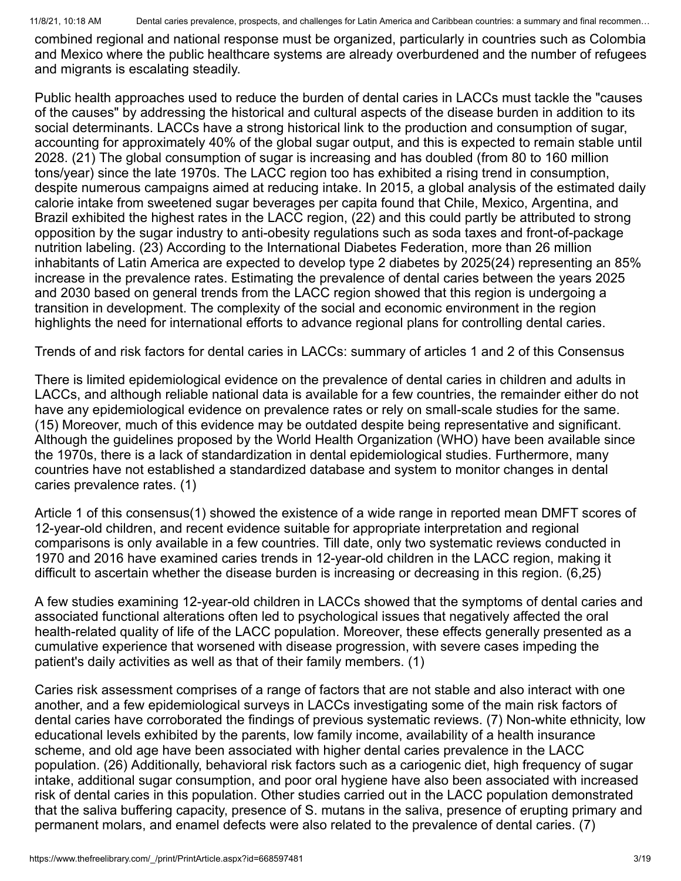combined regional and national response must be organized, particularly in countries such as Colombia and Mexico where the public healthcare systems are already overburdened and the number of refugees and migrants is escalating steadily.

Public health approaches used to reduce the burden of dental caries in LACCs must tackle the "causes of the causes" by addressing the historical and cultural aspects of the disease burden in addition to its social determinants. LACCs have a strong historical link to the production and consumption of sugar, accounting for approximately 40% of the global sugar output, and this is expected to remain stable until 2028. (21) The global consumption of sugar is increasing and has doubled (from 80 to 160 million tons/year) since the late 1970s. The LACC region too has exhibited a rising trend in consumption, despite numerous campaigns aimed at reducing intake. In 2015, a global analysis of the estimated daily calorie intake from sweetened sugar beverages per capita found that Chile, Mexico, Argentina, and Brazil exhibited the highest rates in the LACC region, (22) and this could partly be attributed to strong opposition by the sugar industry to anti-obesity regulations such as soda taxes and front-of-package nutrition labeling. (23) According to the International Diabetes Federation, more than 26 million inhabitants of Latin America are expected to develop type 2 diabetes by 2025(24) representing an 85% increase in the prevalence rates. Estimating the prevalence of dental caries between the years 2025 and 2030 based on general trends from the LACC region showed that this region is undergoing a transition in development. The complexity of the social and economic environment in the region highlights the need for international efforts to advance regional plans for controlling dental caries.

Trends of and risk factors for dental caries in LACCs: summary of articles 1 and 2 of this Consensus

There is limited epidemiological evidence on the prevalence of dental caries in children and adults in LACCs, and although reliable national data is available for a few countries, the remainder either do not have any epidemiological evidence on prevalence rates or rely on small-scale studies for the same. (15) Moreover, much of this evidence may be outdated despite being representative and significant. Although the guidelines proposed by the World Health Organization (WHO) have been available since the 1970s, there is a lack of standardization in dental epidemiological studies. Furthermore, many countries have not established a standardized database and system to monitor changes in dental caries prevalence rates. (1)

Article 1 of this consensus(1) showed the existence of a wide range in reported mean DMFT scores of 12-year-old children, and recent evidence suitable for appropriate interpretation and regional comparisons is only available in a few countries. Till date, only two systematic reviews conducted in 1970 and 2016 have examined caries trends in 12-year-old children in the LACC region, making it difficult to ascertain whether the disease burden is increasing or decreasing in this region. (6,25)

A few studies examining 12-year-old children in LACCs showed that the symptoms of dental caries and associated functional alterations often led to psychological issues that negatively affected the oral health-related quality of life of the LACC population. Moreover, these effects generally presented as a cumulative experience that worsened with disease progression, with severe cases impeding the patient's daily activities as well as that of their family members. (1)

Caries risk assessment comprises of a range of factors that are not stable and also interact with one another, and a few epidemiological surveys in LACCs investigating some of the main risk factors of dental caries have corroborated the findings of previous systematic reviews. (7) Non-white ethnicity, low educational levels exhibited by the parents, low family income, availability of a health insurance scheme, and old age have been associated with higher dental caries prevalence in the LACC population. (26) Additionally, behavioral risk factors such as a cariogenic diet, high frequency of sugar intake, additional sugar consumption, and poor oral hygiene have also been associated with increased risk of dental caries in this population. Other studies carried out in the LACC population demonstrated that the saliva buffering capacity, presence of S. mutans in the saliva, presence of erupting primary and permanent molars, and enamel defects were also related to the prevalence of dental caries. (7)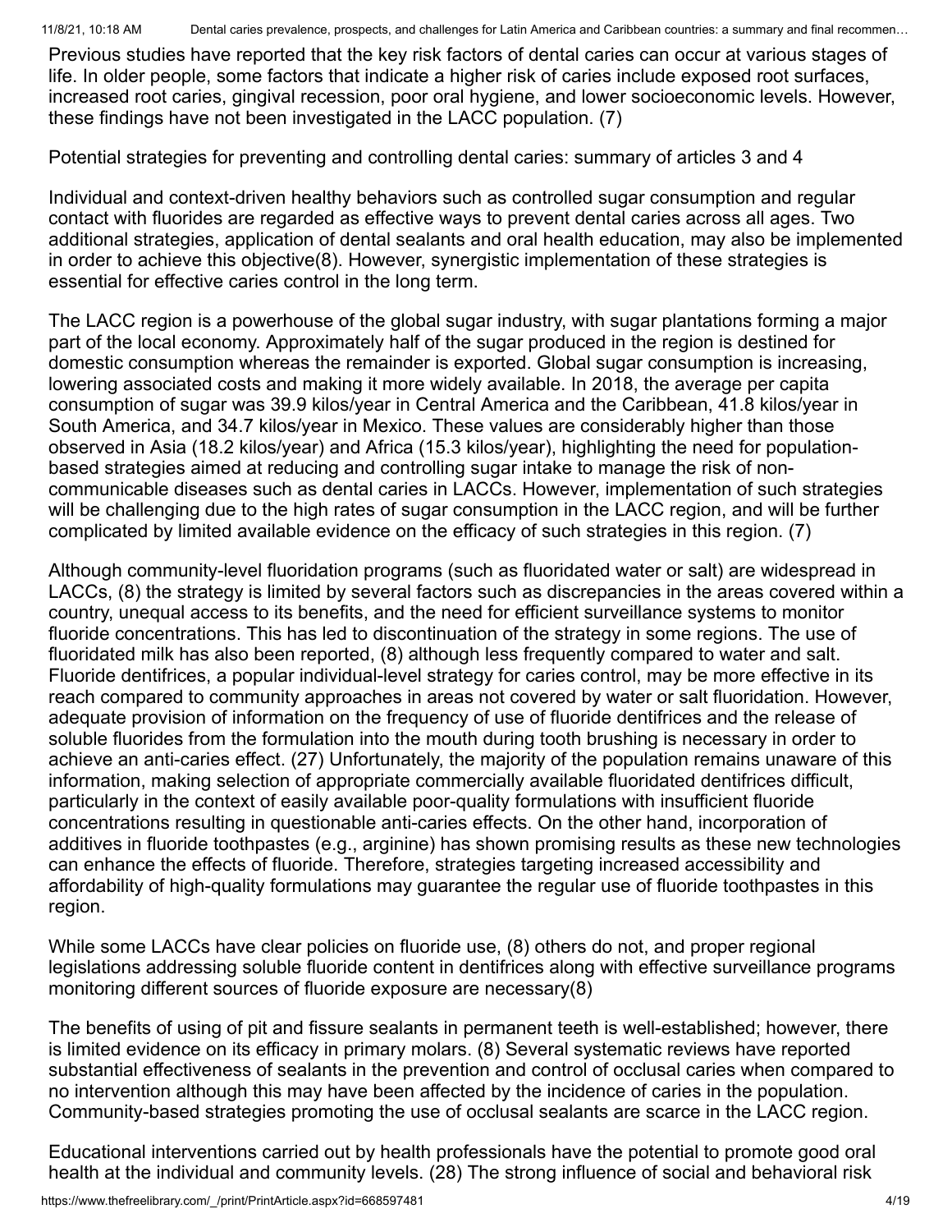Previous studies have reported that the key risk factors of dental caries can occur at various stages of life. In older people, some factors that indicate a higher risk of caries include exposed root surfaces, increased root caries, gingival recession, poor oral hygiene, and lower socioeconomic levels. However, these findings have not been investigated in the LACC population. (7)

## Potential strategies for preventing and controlling dental caries: summary of articles 3 and 4

Individual and context-driven healthy behaviors such as controlled sugar consumption and regular contact with fluorides are regarded as effective ways to prevent dental caries across all ages. Two additional strategies, application of dental sealants and oral health education, may also be implemented in order to achieve this objective(8). However, synergistic implementation of these strategies is essential for effective caries control in the long term.

The LACC region is a powerhouse of the global sugar industry, with sugar plantations forming a major part of the local economy. Approximately half of the sugar produced in the region is destined for domestic consumption whereas the remainder is exported. Global sugar consumption is increasing, lowering associated costs and making it more widely available. In 2018, the average per capita consumption of sugar was 39.9 kilos/year in Central America and the Caribbean, 41.8 kilos/year in South America, and 34.7 kilos/year in Mexico. These values are considerably higher than those observed in Asia (18.2 kilos/year) and Africa (15.3 kilos/year), highlighting the need for population-based strategies aimed at reducing and controlling sugar intake to manage the risk of non-communicable diseases such as dental caries in LACCs. However, implementation of such strategies will be challenging due to the high rates of sugar consumption in the LACC region, and will be further complicated by limited available evidence on the efficacy of such strategies in this region. (7)

Although community-level fluoridation programs (such as fluoridated water or salt) are widespread in LACCs, (8) the strategy is limited by several factors such as discrepancies in the areas covered within a country, unequal access to its benefits, and the need for efficient surveillance systems to monitor fluoride concentrations. This has led to discontinuation of the strategy in some regions. The use of fluoridated milk has also been reported, (8) although less frequently compared to water and salt. Fluoride dentifrices, a popular individual-level strategy for caries control, may be more effective in its reach compared to community approaches in areas not covered by water or salt fluoridation. However, adequate provision of information on the frequency of use of fluoride dentifrices and the release of soluble fluorides from the formulation into the mouth during tooth brushing is necessary in order to achieve an anti-caries effect. (27) Unfortunately, the majority of the population remains unaware of this information, making selection of appropriate commercially available fluoridated dentifrices difficult, particularly in the context of easily available poor-quality formulations with insufficient fluoride concentrations resulting in questionable anti-caries effects. On the other hand, incorporation of additives in fluoride toothpastes (e.g., arginine) has shown promising results as these new technologies can enhance the effects of fluoride. Therefore, strategies targeting increased accessibility and affordability of high-quality formulations may guarantee the regular use of fluoride toothpastes in this region.

While some LACCs have clear policies on fluoride use, (8) others do not, and proper regional legislations addressing soluble fluoride content in dentifrices along with effective surveillance programs monitoring different sources of fluoride exposure are necessary(8)

The benefits of using of pit and fissure sealants in permanent teeth is well-established; however, there is limited evidence on its efficacy in primary molars. (8) Several systematic reviews have reported substantial effectiveness of sealants in the prevention and control of occlusal caries when compared to no intervention although this may have been affected by the incidence of caries in the population. Community-based strategies promoting the use of occlusal sealants are scarce in the LACC region.

Educational interventions carried out by health professionals have the potential to promote good oral health at the individual and community levels. (28) The strong influence of social and behavioral risk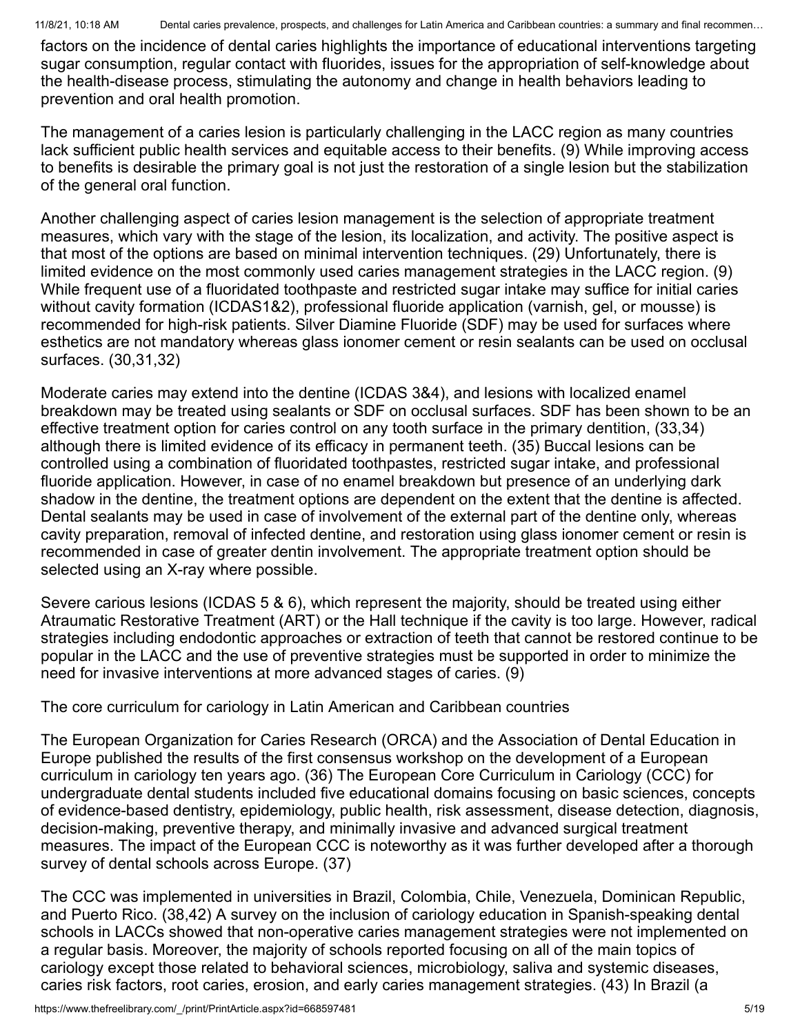factors on the incidence of dental caries highlights the importance of educational interventions targeting sugar consumption, regular contact with fluorides, issues for the appropriation of self-knowledge about the health-disease process, stimulating the autonomy and change in health behaviors leading to prevention and oral health promotion.

The management of a caries lesion is particularly challenging in the LACC region as many countries lack sufficient public health services and equitable access to their benefits. (9) While improving access to benefits is desirable the primary goal is not just the restoration of a single lesion but the stabilization of the general oral function.

Another challenging aspect of caries lesion management is the selection of appropriate treatment measures, which vary with the stage of the lesion, its localization, and activity. The positive aspect is that most of the options are based on minimal intervention techniques. (29) Unfortunately, there is limited evidence on the most commonly used caries management strategies in the LACC region. (9) While frequent use of a fluoridated toothpaste and restricted sugar intake may suffice for initial caries without cavity formation (ICDAS1&2), professional fluoride application (varnish, gel, or mousse) is recommended for high-risk patients. Silver Diamine Fluoride (SDF) may be used for surfaces where esthetics are not mandatory whereas glass ionomer cement or resin sealants can be used on occlusal surfaces. (30,31,32)

Moderate caries may extend into the dentine (ICDAS 3&4), and lesions with localized enamel breakdown may be treated using sealants or SDF on occlusal surfaces. SDF has been shown to be an effective treatment option for caries control on any tooth surface in the primary dentition, (33,34) although there is limited evidence of its efficacy in permanent teeth. (35) Buccal lesions can be controlled using a combination of fluoridated toothpastes, restricted sugar intake, and professional fluoride application. However, in case of no enamel breakdown but presence of an underlying dark shadow in the dentine, the treatment options are dependent on the extent that the dentine is affected. Dental sealants may be used in case of involvement of the external part of the dentine only, whereas cavity preparation, removal of infected dentine, and restoration using glass ionomer cement or resin is recommended in case of greater dentin involvement. The appropriate treatment option should be selected using an X-ray where possible.

Severe carious lesions (ICDAS 5 & 6), which represent the majority, should be treated using either Atraumatic Restorative Treatment (ART) or the Hall technique if the cavity is too large. However, radical strategies including endodontic approaches or extraction of teeth that cannot be restored continue to be popular in the LACC and the use of preventive strategies must be supported in order to minimize the need for invasive interventions at more advanced stages of caries. (9)

## The core curriculum for cariology in Latin American and Caribbean countries

The European Organization for Caries Research (ORCA) and the Association of Dental Education in Europe published the results of the first consensus workshop on the development of a European curriculum in cariology ten years ago. (36) The European Core Curriculum in Cariology (CCC) for undergraduate dental students included five educational domains focusing on basic sciences, concepts of evidence-based dentistry, epidemiology, public health, risk assessment, disease detection, diagnosis, decision-making, preventive therapy, and minimally invasive and advanced surgical treatment measures. The impact of the European CCC is noteworthy as it was further developed after a thorough survey of dental schools across Europe. (37)

The CCC was implemented in universities in Brazil, Colombia, Chile, Venezuela, Dominican Republic, and Puerto Rico. (38,42) A survey on the inclusion of cariology education in Spanish-speaking dental schools in LACCs showed that non-operative caries management strategies were not implemented on a regular basis. Moreover, the majority of schools reported focusing on all of the main topics of cariology except those related to behavioral sciences, microbiology, saliva and systemic diseases, caries risk factors, root caries, erosion, and early caries management strategies. (43) In Brazil (a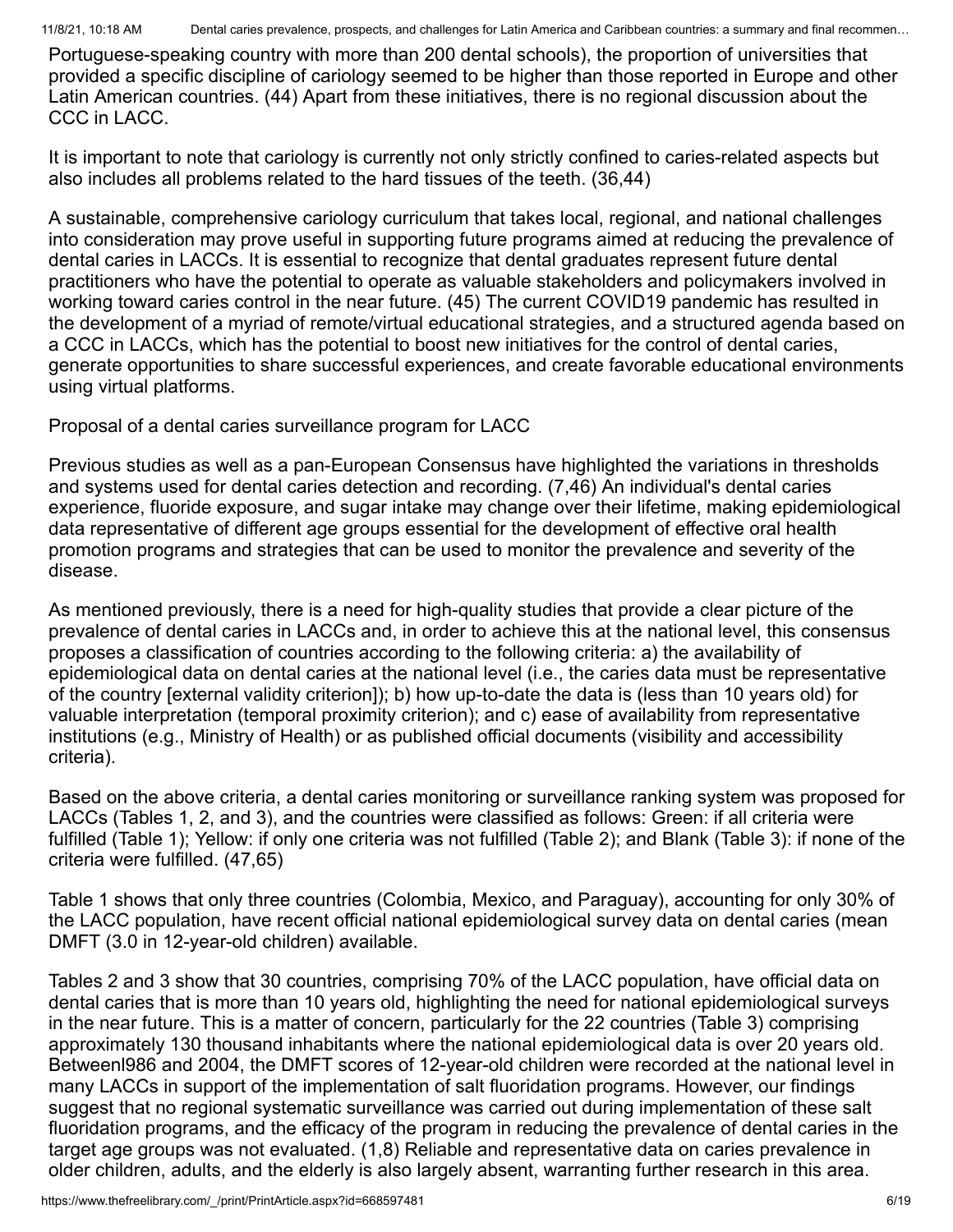Portuguese-speaking country with more than 200 dental schools), the proportion of universities that provided a specific discipline of cariology seemed to be higher than those reported in Europe and other Latin American countries. (44) Apart from these initiatives, there is no regional discussion about the CCC in LACC.

It is important to note that cariology is currently not only strictly confined to caries-related aspects but also includes all problems related to the hard tissues of the teeth. (36,44)

A sustainable, comprehensive cariology curriculum that takes local, regional, and national challenges into consideration may prove useful in supporting future programs aimed at reducing the prevalence of dental caries in LACCs. It is essential to recognize that dental graduates represent future dental practitioners who have the potential to operate as valuable stakeholders and policymakers involved in working toward caries control in the near future. (45) The current COVID19 pandemic has resulted in the development of a myriad of remote/virtual educational strategies, and a structured agenda based on a CCC in LACCs, which has the potential to boost new initiatives for the control of dental caries, generate opportunities to share successful experiences, and create favorable educational environments using virtual platforms.

Proposal of a dental caries surveillance program for LACC

Previous studies as well as a pan-European Consensus have highlighted the variations in thresholds and systems used for dental caries detection and recording. (7,46) An individual's dental caries experience, fluoride exposure, and sugar intake may change over their lifetime, making epidemiological data representative of different age groups essential for the development of effective oral health promotion programs and strategies that can be used to monitor the prevalence and severity of the disease.

As mentioned previously, there is a need for high-quality studies that provide a clear picture of the prevalence of dental caries in LACCs and, in order to achieve this at the national level, this consensus proposes a classification of countries according to the following criteria: a) the availability of epidemiological data on dental caries at the national level (i.e., the caries data must be representative of the country [external validity criterion]); b) how up-to-date the data is (less than 10 years old) for valuable interpretation (temporal proximity criterion); and c) ease of availability from representative institutions (e.g., Ministry of Health) or as published official documents (visibility and accessibility criteria).

Based on the above criteria, a dental caries monitoring or surveillance ranking system was proposed for LACCs (Tables 1, 2, and 3), and the countries were classified as follows: Green: if all criteria were fulfilled (Table 1); Yellow: if only one criteria was not fulfilled (Table 2); and Blank (Table 3): if none of the criteria were fulfilled. (47,65)

Table 1 shows that only three countries (Colombia, Mexico, and Paraguay), accounting for only 30% of the LACC population, have recent official national epidemiological survey data on dental caries (mean DMFT (3.0 in 12-year-old children) available.

Tables 2 and 3 show that 30 countries, comprising 70% of the LACC population, have official data on dental caries that is more than 10 years old, highlighting the need for national epidemiological surveys in the near future. This is a matter of concern, particularly for the 22 countries (Table 3) comprising approximately 130 thousand inhabitants where the national epidemiological data is over 20 years old. Betweenl986 and 2004, the DMFT scores of 12-year-old children were recorded at the national level in many LACCs in support of the implementation of salt fluoridation programs. However, our findings suggest that no regional systematic surveillance was carried out during implementation of these salt fluoridation programs, and the efficacy of the program in reducing the prevalence of dental caries in the target age groups was not evaluated. (1,8) Reliable and representative data on caries prevalence in older children, adults, and the elderly is also largely absent, warranting further research in this area.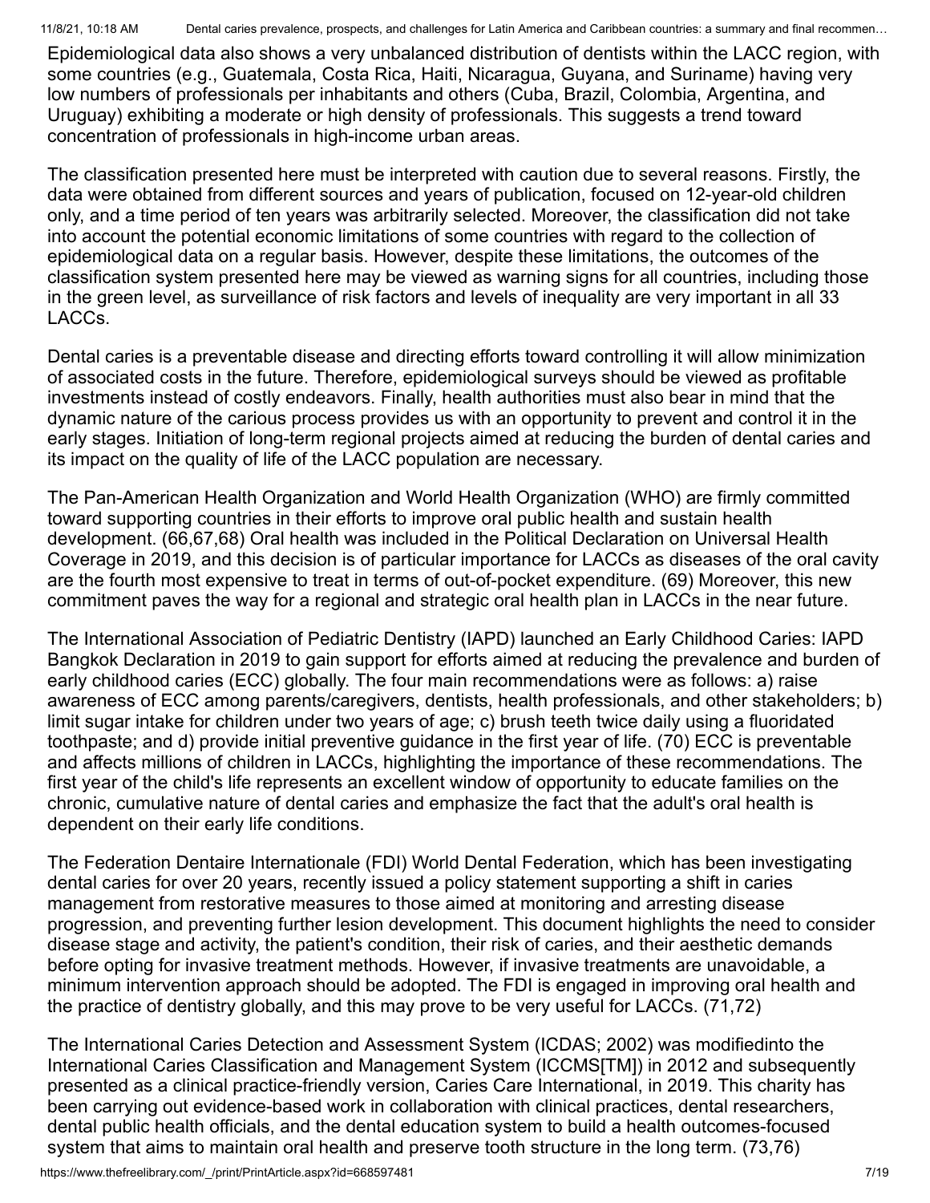Epidemiological data also shows a very unbalanced distribution of dentists within the LACC region, with some countries (e.g., Guatemala, Costa Rica, Haiti, Nicaragua, Guyana, and Suriname) having very low numbers of professionals per inhabitants and others (Cuba, Brazil, Colombia, Argentina, and Uruguay) exhibiting a moderate or high density of professionals. This suggests a trend toward concentration of professionals in high-income urban areas.

The classification presented here must be interpreted with caution due to several reasons. Firstly, the data were obtained from different sources and years of publication, focused on 12-year-old children only, and a time period of ten years was arbitrarily selected. Moreover, the classification did not take into account the potential economic limitations of some countries with regard to the collection of epidemiological data on a regular basis. However, despite these limitations, the outcomes of the classification system presented here may be viewed as warning signs for all countries, including those in the green level, as surveillance of risk factors and levels of inequality are very important in all 33 LACCs.

Dental caries is a preventable disease and directing efforts toward controlling it will allow minimization of associated costs in the future. Therefore, epidemiological surveys should be viewed as profitable investments instead of costly endeavors. Finally, health authorities must also bear in mind that the dynamic nature of the carious process provides us with an opportunity to prevent and control it in the early stages. Initiation of long-term regional projects aimed at reducing the burden of dental caries and its impact on the quality of life of the LACC population are necessary.

The Pan-American Health Organization and World Health Organization (WHO) are firmly committed toward supporting countries in their efforts to improve oral public health and sustain health development. (66,67,68) Oral health was included in the Political Declaration on Universal Health Coverage in 2019, and this decision is of particular importance for LACCs as diseases of the oral cavity are the fourth most expensive to treat in terms of out-of-pocket expenditure. (69) Moreover, this new commitment paves the way for a regional and strategic oral health plan in LACCs in the near future.

The International Association of Pediatric Dentistry (IAPD) launched an Early Childhood Caries: IAPD Bangkok Declaration in 2019 to gain support for efforts aimed at reducing the prevalence and burden of early childhood caries (ECC) globally. The four main recommendations were as follows: a) raise awareness of ECC among parents/caregivers, dentists, health professionals, and other stakeholders; b) limit sugar intake for children under two years of age; c) brush teeth twice daily using a fluoridated toothpaste; and d) provide initial preventive guidance in the first year of life. (70) ECC is preventable and affects millions of children in LACCs, highlighting the importance of these recommendations. The first year of the child's life represents an excellent window of opportunity to educate families on the chronic, cumulative nature of dental caries and emphasize the fact that the adult's oral health is dependent on their early life conditions.

The Federation Dentaire Internationale (FDI) World Dental Federation, which has been investigating dental caries for over 20 years, recently issued a policy statement supporting a shift in caries management from restorative measures to those aimed at monitoring and arresting disease progression, and preventing further lesion development. This document highlights the need to consider disease stage and activity, the patient's condition, their risk of caries, and their aesthetic demands before opting for invasive treatment methods. However, if invasive treatments are unavoidable, a minimum intervention approach should be adopted. The FDI is engaged in improving oral health and the practice of dentistry globally, and this may prove to be very useful for LACCs. (71,72)

The International Caries Detection and Assessment System (ICDAS; 2002) was modifiedinto the International Caries Classification and Management System (ICCMS[TM]) in 2012 and subsequently presented as a clinical practice-friendly version, Caries Care International, in 2019. This charity has been carrying out evidence-based work in collaboration with clinical practices, dental researchers, dental public health officials, and the dental education system to build a health outcomes-focused system that aims to maintain oral health and preserve tooth structure in the long term. (73,76)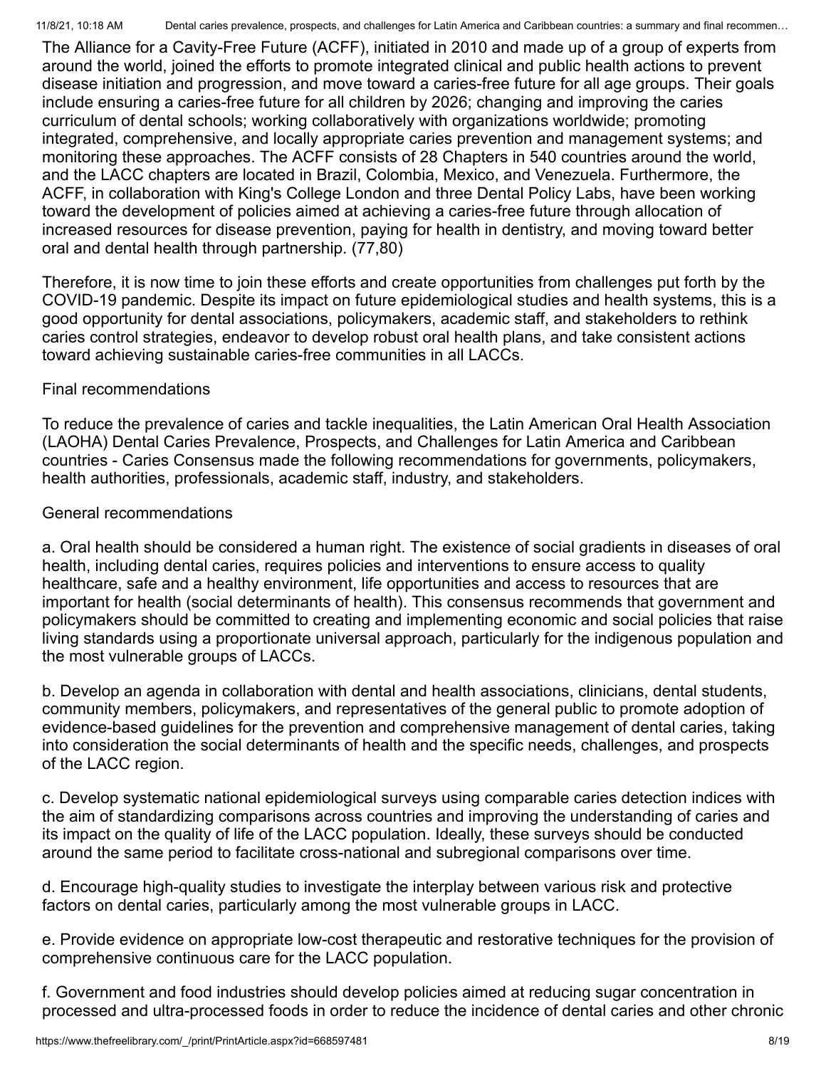The Alliance for a Cavity-Free Future (ACFF), initiated in 2010 and made up of a group of experts from around the world, joined the efforts to promote integrated clinical and public health actions to prevent disease initiation and progression, and move toward a caries-free future for all age groups. Their goals include ensuring a caries-free future for all children by 2026; changing and improving the caries curriculum of dental schools; working collaboratively with organizations worldwide; promoting integrated, comprehensive, and locally appropriate caries prevention and management systems; and monitoring these approaches. The ACFF consists of 28 Chapters in 540 countries around the world, and the LACC chapters are located in Brazil, Colombia, Mexico, and Venezuela. Furthermore, the ACFF, in collaboration with King's College London and three Dental Policy Labs, have been working toward the development of policies aimed at achieving a caries-free future through allocation of increased resources for disease prevention, paying for health in dentistry, and moving toward better oral and dental health through partnership. (77,80)

Therefore, it is now time to join these efforts and create opportunities from challenges put forth by the COVID-19 pandemic. Despite its impact on future epidemiological studies and health systems, this is a good opportunity for dental associations, policymakers, academic staff, and stakeholders to rethink caries control strategies, endeavor to develop robust oral health plans, and take consistent actions toward achieving sustainable caries-free communities in all LACCs.

## Final recommendations

To reduce the prevalence of caries and tackle inequalities, the Latin American Oral Health Association (LAOHA) Dental Caries Prevalence, Prospects, and Challenges for Latin America and Caribbean countries - Caries Consensus made the following recommendations for governments, policymakers, health authorities, professionals, academic staff, industry, and stakeholders.

### General recommendations

a. Oral health should be considered a human right. The existence of social gradients in diseases of oral health, including dental caries, requires policies and interventions to ensure access to quality healthcare, safe and a healthy environment, life opportunities and access to resources that are important for health (social determinants of health). This consensus recommends that government and policymakers should be committed to creating and implementing economic and social policies that raise living standards using a proportionate universal approach, particularly for the indigenous population and the most vulnerable groups of LACCs.

b. Develop an agenda in collaboration with dental and health associations, clinicians, dental students, community members, policymakers, and representatives of the general public to promote adoption of evidence-based guidelines for the prevention and comprehensive management of dental caries, taking into consideration the social determinants of health and the specific needs, challenges, and prospects of the LACC region.

c. Develop systematic national epidemiological surveys using comparable caries detection indices with the aim of standardizing comparisons across countries and improving the understanding of caries and its impact on the quality of life of the LACC population. Ideally, these surveys should be conducted around the same period to facilitate cross-national and subregional comparisons over time.

d. Encourage high-quality studies to investigate the interplay between various risk and protective factors on dental caries, particularly among the most vulnerable groups in LACC.

e. Provide evidence on appropriate low-cost therapeutic and restorative techniques for the provision of comprehensive continuous care for the LACC population.

f. Government and food industries should develop policies aimed at reducing sugar concentration in processed and ultra-processed foods in order to reduce the incidence of dental caries and other chronic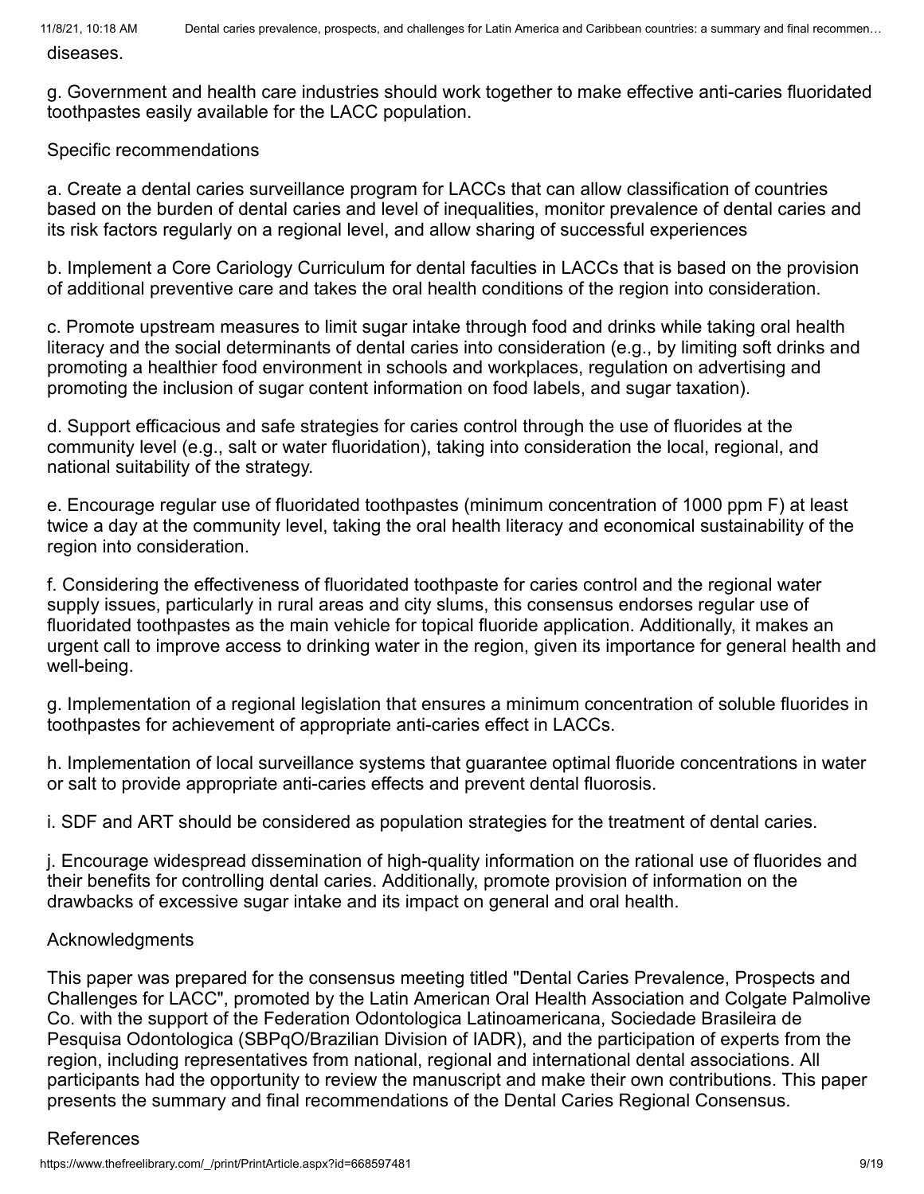diseases.

g. Government and health care industries should work together to make effective anti-caries fluoridated toothpastes easily available for the LACC population.

Specific recommendations

a. Create a dental caries surveillance program for LACCs that can allow classification of countries based on the burden of dental caries and level of inequalities, monitor prevalence of dental caries and its risk factors regularly on a regional level, and allow sharing of successful experiences

b. Implement a Core Cariology Curriculum for dental faculties in LACCs that is based on the provision of additional preventive care and takes the oral health conditions of the region into consideration.

c. Promote upstream measures to limit sugar intake through food and drinks while taking oral health literacy and the social determinants of dental caries into consideration (e.g., by limiting soft drinks and promoting a healthier food environment in schools and workplaces, regulation on advertising and promoting the inclusion of sugar content information on food labels, and sugar taxation).

d. Support efficacious and safe strategies for caries control through the use of fluorides at the community level (e.g., salt or water fluoridation), taking into consideration the local, regional, and national suitability of the strategy.

e. Encourage regular use of fluoridated toothpastes (minimum concentration of 1000 ppm F) at least twice a day at the community level, taking the oral health literacy and economical sustainability of the region into consideration.

f. Considering the effectiveness of fluoridated toothpaste for caries control and the regional water supply issues, particularly in rural areas and city slums, this consensus endorses regular use of fluoridated toothpastes as the main vehicle for topical fluoride application. Additionally, it makes an urgent call to improve access to drinking water in the region, given its importance for general health and well-being.

g. Implementation of a regional legislation that ensures a minimum concentration of soluble fluorides in toothpastes for achievement of appropriate anti-caries effect in LACCs.

h. Implementation of local surveillance systems that guarantee optimal fluoride concentrations in water or salt to provide appropriate anti-caries effects and prevent dental fluorosis.

i. SDF and ART should be considered as population strategies for the treatment of dental caries.

j. Encourage widespread dissemination of high-quality information on the rational use of fluorides and their benefits for controlling dental caries. Additionally, promote provision of information on the drawbacks of excessive sugar intake and its impact on general and oral health.

## Acknowledgments

This paper was prepared for the consensus meeting titled "Dental Caries Prevalence, Prospects and Challenges for LACC", promoted by the Latin American Oral Health Association and Colgate Palmolive Co. with the support of the Federation Odontologica Latinoamericana, Sociedade Brasileira de Pesquisa Odontologica (SBPqO/Brazilian Division of IADR), and the participation of experts from the region, including representatives from national, regional and international dental associations. All participants had the opportunity to review the manuscript and make their own contributions. This paper presents the summary and final recommendations of the Dental Caries Regional Consensus.

## References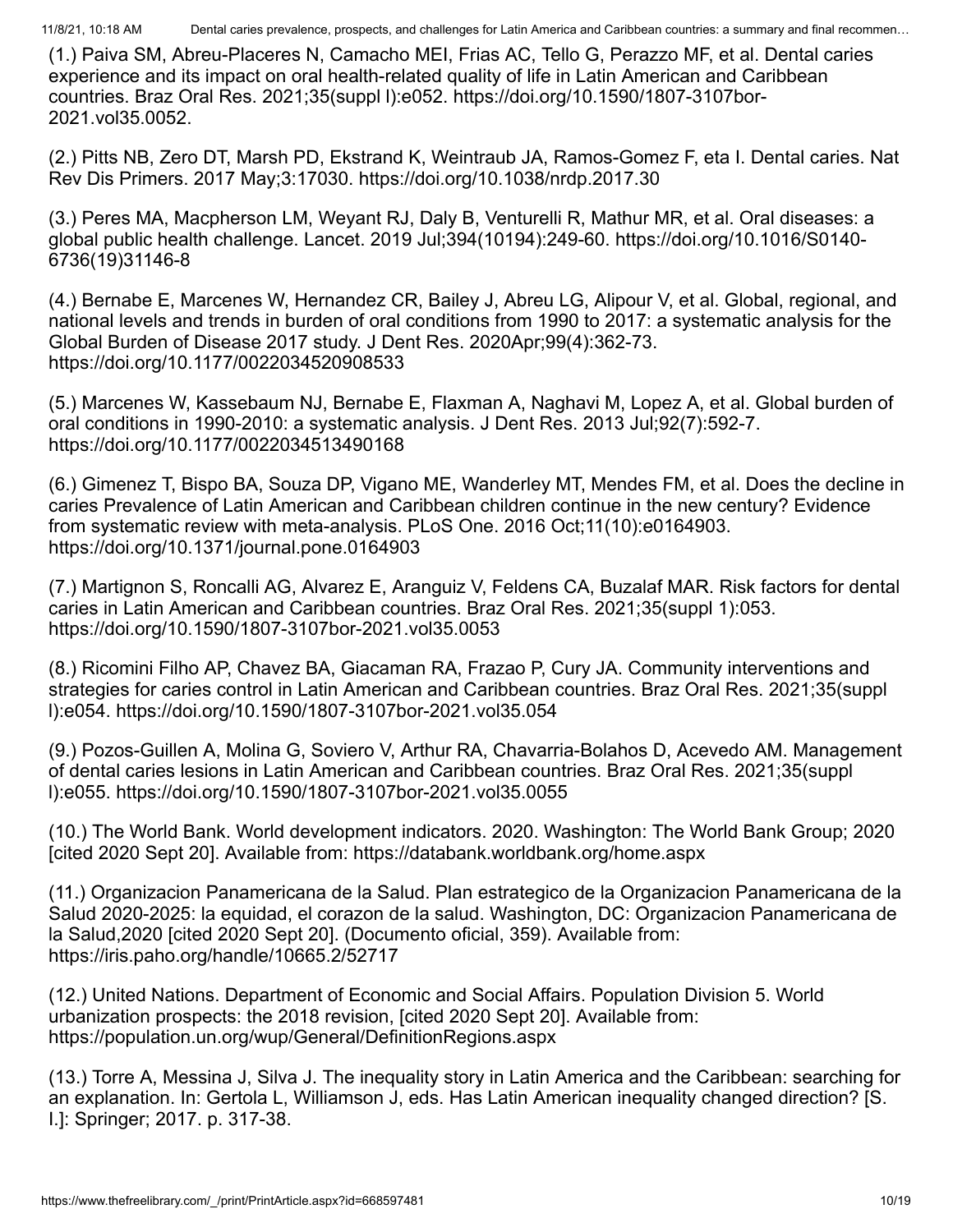(1.) Paiva SM, Abreu-Placeres N, Camacho MEI, Frias AC, Tello G, Perazzo MF, et al. Dental caries experience and its impact on oral health-related quality of life in Latin American and Caribbean countries. Braz Oral Res. 2021;35(suppl l):e052. https://doi.org/10.1590/1807-3107bor-2021.vol35.0052.

(2.) Pitts NB, Zero DT, Marsh PD, Ekstrand K, Weintraub JA, Ramos-Gomez F, eta I. Dental caries. Nat Rev Dis Primers. 2017 May;3:17030. https://doi.org/10.1038/nrdp.2017.30

(3.) Peres MA, Macpherson LM, Weyant RJ, Daly B, Venturelli R, Mathur MR, et al. Oral diseases: a global public health challenge. Lancet. 2019 Jul;394(10194):249-60. https://doi.org/10.1016/S0140-6736(19)31146-8

(4.) Bernabe E, Marcenes W, Hernandez CR, Bailey J, Abreu LG, Alipour V, et al. Global, regional, and national levels and trends in burden of oral conditions from 1990 to 2017: a systematic analysis for the Global Burden of Disease 2017 study. J Dent Res. 2020Apr;99(4):362-73. https://doi.org/10.1177/0022034520908533

(5.) Marcenes W, Kassebaum NJ, Bernabe E, Flaxman A, Naghavi M, Lopez A, et al. Global burden of oral conditions in 1990-2010: a systematic analysis. J Dent Res. 2013 Jul;92(7):592-7. https://doi.org/10.1177/0022034513490168

(6.) Gimenez T, Bispo BA, Souza DP, Vigano ME, Wanderley MT, Mendes FM, et al. Does the decline in caries Prevalence of Latin American and Caribbean children continue in the new century? Evidence from systematic review with meta-analysis. PLoS One. 2016 Oct;11(10):e0164903. https://doi.org/10.1371/journal.pone.0164903

(7.) Martignon S, Roncalli AG, Alvarez E, Aranguiz V, Feldens CA, Buzalaf MAR. Risk factors for dental caries in Latin American and Caribbean countries. Braz Oral Res. 2021;35(suppl 1):053. https://doi.org/10.1590/1807-3107bor-2021.vol35.0053

(8.) Ricomini Filho AP, Chavez BA, Giacaman RA, Frazao P, Cury JA. Community interventions and strategies for caries control in Latin American and Caribbean countries. Braz Oral Res. 2021;35(suppl l):e054. https://doi.org/10.1590/1807-3107bor-2021.vol35.054

(9.) Pozos-Guillen A, Molina G, Soviero V, Arthur RA, Chavarria-Bolahos D, Acevedo AM. Management of dental caries lesions in Latin American and Caribbean countries. Braz Oral Res. 2021;35(suppl l):e055. https://doi.org/10.1590/1807-3107bor-2021.vol35.0055

(10.) The World Bank. World development indicators. 2020. Washington: The World Bank Group; 2020 [cited 2020 Sept 20]. Available from: https://databank.worldbank.org/home.aspx

(11.) Organizacion Panamericana de la Salud. Plan estrategico de la Organizacion Panamericana de la Salud 2020-2025: la equidad, el corazon de la salud. Washington, DC: Organizacion Panamericana de la Salud,2020 [cited 2020 Sept 20]. (Documento oficial, 359). Available from: https://iris.paho.org/handle/10665.2/52717

(12.) United Nations. Department of Economic and Social Affairs. Population Division 5. World urbanization prospects: the 2018 revision, [cited 2020 Sept 20]. Available from: https://population.un.org/wup/General/DefinitionRegions.aspx

(13.) Torre A, Messina J, Silva J. The inequality story in Latin America and the Caribbean: searching for an explanation. In: Gertola L, Williamson J, eds. Has Latin American inequality changed direction? [S. I.]: Springer; 2017. p. 317-38.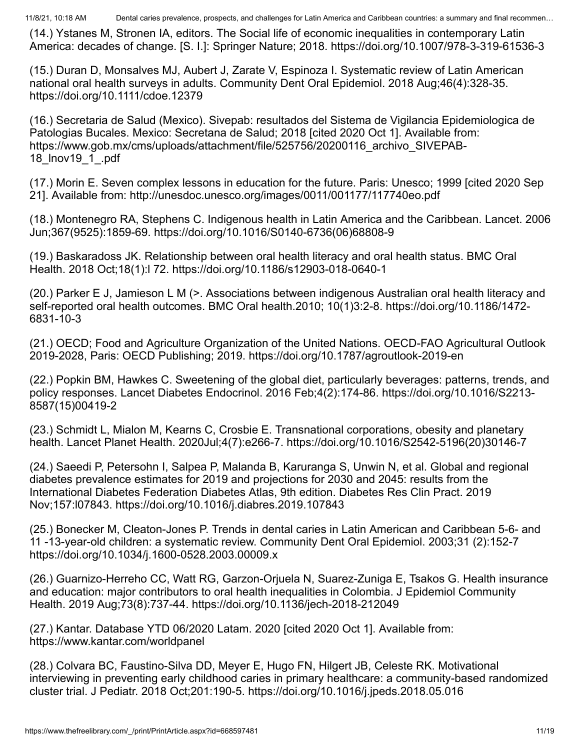(14.) Ystanes M, Stronen IA, editors. The Social life of economic inequalities in contemporary Latin America: decades of change. [S. I.]: Springer Nature; 2018. https://doi.org/10.1007/978-3-319-61536-3

(15.) Duran D, Monsalves MJ, Aubert J, Zarate V, Espinoza I. Systematic review of Latin American national oral health surveys in adults. Community Dent Oral Epidemiol. 2018 Aug;46(4):328-35. https://doi.org/10.1111/cdoe.12379

(16.) Secretaria de Salud (Mexico). Sivepab: resultados del Sistema de Vigilancia Epidemiologica de Patologias Bucales. Mexico: Secretana de Salud; 2018 [cited 2020 Oct 1]. Available from: https://www.gob.mx/cms/uploads/attachment/file/525756/20200116_archivo_SIVEPAB-18_lnov19_1_.pdf

(17.) Morin E. Seven complex lessons in education for the future. Paris: Unesco; 1999 [cited 2020 Sep 21]. Available from: http://unesdoc.unesco.org/images/0011/001177/117740eo.pdf

(18.) Montenegro RA, Stephens C. Indigenous health in Latin America and the Caribbean. Lancet. 2006 Jun;367(9525):1859-69. https://doi.org/10.1016/S0140-6736(06)68808-9

(19.) Baskaradoss JK. Relationship between oral health literacy and oral health status. BMC Oral Health. 2018 Oct;18(1):l 72. https://doi.org/10.1186/s12903-018-0640-1

(20.) Parker E J, Jamieson L M (>. Associations between indigenous Australian oral health literacy and self-reported oral health outcomes. BMC Oral health.2010; 10(1)3:2-8. https://doi.org/10.1186/1472-6831-10-3

(21.) OECD; Food and Agriculture Organization of the United Nations. OECD-FAO Agricultural Outlook 2019-2028, Paris: OECD Publishing; 2019. https://doi.org/10.1787/agroutlook-2019-en

(22.) Popkin BM, Hawkes C. Sweetening of the global diet, particularly beverages: patterns, trends, and policy responses. Lancet Diabetes Endocrinol. 2016 Feb;4(2):174-86. https://doi.org/10.1016/S2213-8587(15)00419-2

(23.) Schmidt L, Mialon M, Kearns C, Crosbie E. Transnational corporations, obesity and planetary health. Lancet Planet Health. 2020Jul;4(7):e266-7. https://doi.org/10.1016/S2542-5196(20)30146-7

(24.) Saeedi P, Petersohn I, Salpea P, Malanda B, Karuranga S, Unwin N, et al. Global and regional diabetes prevalence estimates for 2019 and projections for 2030 and 2045: results from the International Diabetes Federation Diabetes Atlas, 9th edition. Diabetes Res Clin Pract. 2019 Nov;157:l07843. https://doi.org/10.1016/j.diabres.2019.107843

(25.) Bonecker M, Cleaton-Jones P. Trends in dental caries in Latin American and Caribbean 5-6- and 11 -13-year-old children: a systematic review. Community Dent Oral Epidemiol. 2003;31 (2):152-7 https://doi.org/10.1034/j.1600-0528.2003.00009.x

(26.) Guarnizo-Herreho CC, Watt RG, Garzon-Orjuela N, Suarez-Zuniga E, Tsakos G. Health insurance and education: major contributors to oral health inequalities in Colombia. J Epidemiol Community Health. 2019 Aug;73(8):737-44. https://doi.org/10.1136/jech-2018-212049

(27.) Kantar. Database YTD 06/2020 Latam. 2020 [cited 2020 Oct 1]. Available from: https://www.kantar.com/worldpanel

(28.) Colvara BC, Faustino-Silva DD, Meyer E, Hugo FN, Hilgert JB, Celeste RK. Motivational interviewing in preventing early childhood caries in primary healthcare: a community-based randomized cluster trial. J Pediatr. 2018 Oct;201:190-5. https://doi.org/10.1016/j.jpeds.2018.05.016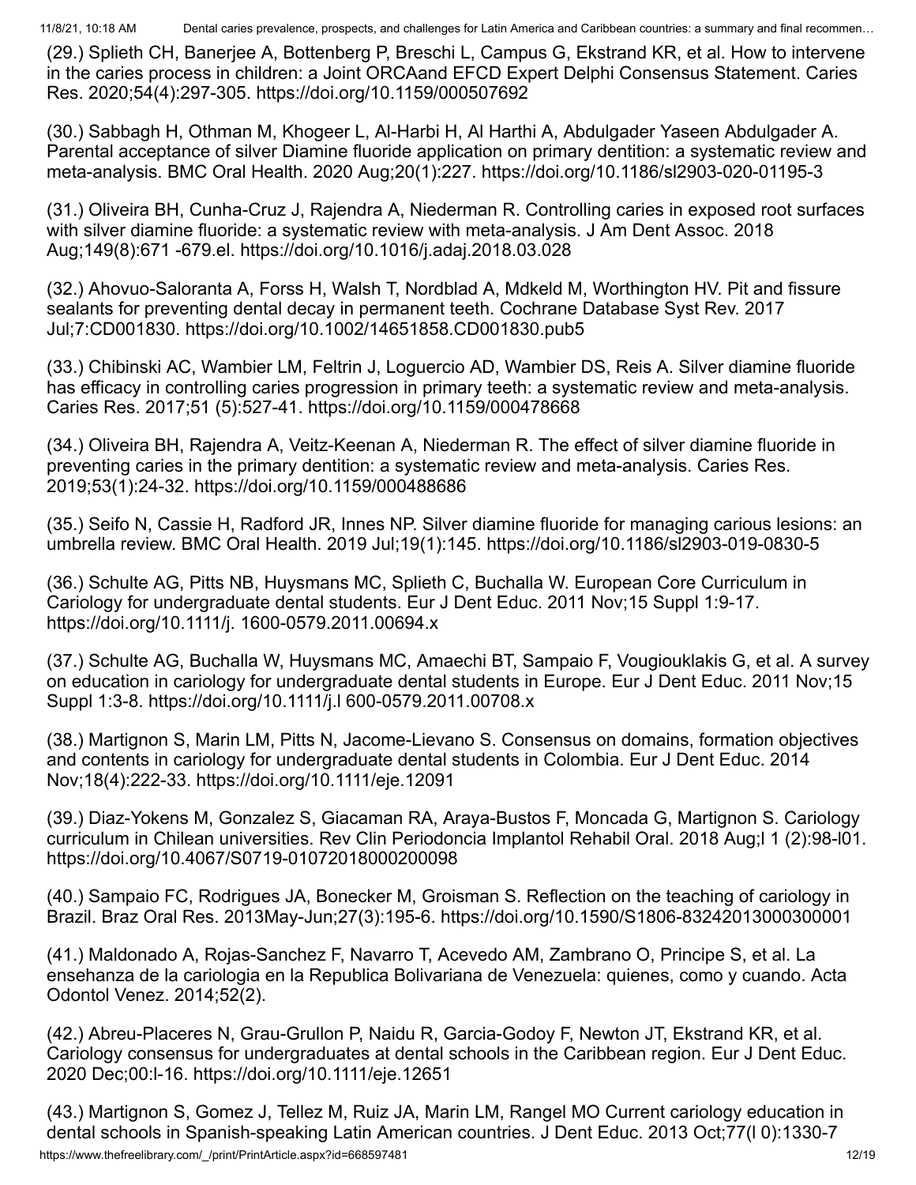(29.) Splieth CH, Banerjee A, Bottenberg P, Breschi L, Campus G, Ekstrand KR, et al. How to intervene in the caries process in children: a Joint ORCAand EFCD Expert Delphi Consensus Statement. Caries Res. 2020;54(4):297-305. https://doi.org/10.1159/000507692

(30.) Sabbagh H, Othman M, Khogeer L, Al-Harbi H, Al Harthi A, Abdulgader Yaseen Abdulgader A. Parental acceptance of silver Diamine fluoride application on primary dentition: a systematic review and meta-analysis. BMC Oral Health. 2020 Aug;20(1):227. https://doi.org/10.1186/sl2903-020-01195-3

(31.) Oliveira BH, Cunha-Cruz J, Rajendra A, Niederman R. Controlling caries in exposed root surfaces with silver diamine fluoride: a systematic review with meta-analysis. J Am Dent Assoc. 2018 Aug;149(8):671 -679.el. https://doi.org/10.1016/j.adaj.2018.03.028

(32.) Ahovuo-Saloranta A, Forss H, Walsh T, Nordblad A, Mdkeld M, Worthington HV. Pit and fissure sealants for preventing dental decay in permanent teeth. Cochrane Database Syst Rev. 2017 Jul;7:CD001830. https://doi.org/10.1002/14651858.CD001830.pub5

(33.) Chibinski AC, Wambier LM, Feltrin J, Loguercio AD, Wambier DS, Reis A. Silver diamine fluoride has efficacy in controlling caries progression in primary teeth: a systematic review and meta-analysis. Caries Res. 2017;51 (5):527-41. https://doi.org/10.1159/000478668

(34.) Oliveira BH, Rajendra A, Veitz-Keenan A, Niederman R. The effect of silver diamine fluoride in preventing caries in the primary dentition: a systematic review and meta-analysis. Caries Res. 2019;53(1):24-32. https://doi.org/10.1159/000488686

(35.) Seifo N, Cassie H, Radford JR, Innes NP. Silver diamine fluoride for managing carious lesions: an umbrella review. BMC Oral Health. 2019 Jul;19(1):145. https://doi.org/10.1186/sl2903-019-0830-5

(36.) Schulte AG, Pitts NB, Huysmans MC, Splieth C, Buchalla W. European Core Curriculum in Cariology for undergraduate dental students. Eur J Dent Educ. 2011 Nov;15 Suppl 1:9-17. https://doi.org/10.1111/j. 1600-0579.2011.00694.x

(37.) Schulte AG, Buchalla W, Huysmans MC, Amaechi BT, Sampaio F, Vougiouklakis G, et al. A survey on education in cariology for undergraduate dental students in Europe. Eur J Dent Educ. 2011 Nov;15 Suppl 1:3-8. https://doi.org/10.1111/j.l 600-0579.2011.00708.x

(38.) Martignon S, Marin LM, Pitts N, Jacome-Lievano S. Consensus on domains, formation objectives and contents in cariology for undergraduate dental students in Colombia. Eur J Dent Educ. 2014 Nov;18(4):222-33. https://doi.org/10.1111/eje.12091

(39.) Diaz-Yokens M, Gonzalez S, Giacaman RA, Araya-Bustos F, Moncada G, Martignon S. Cariology curriculum in Chilean universities. Rev Clin Periodoncia Implantol Rehabil Oral. 2018 Aug;l 1 (2):98-l01. https://doi.org/10.4067/S0719-01072018000200098

(40.) Sampaio FC, Rodrigues JA, Bonecker M, Groisman S. Reflection on the teaching of cariology in Brazil. Braz Oral Res. 2013May-Jun;27(3):195-6. https://doi.org/10.1590/S1806-83242013000300001

(41.) Maldonado A, Rojas-Sanchez F, Navarro T, Acevedo AM, Zambrano O, Principe S, et al. La ensehanza de la cariologia en la Republica Bolivariana de Venezuela: quienes, como y cuando. Acta Odontol Venez. 2014;52(2).

(42.) Abreu-Placeres N, Grau-Grullon P, Naidu R, Garcia-Godoy F, Newton JT, Ekstrand KR, et al. Cariology consensus for undergraduates at dental schools in the Caribbean region. Eur J Dent Educ. 2020 Dec;00:l-16. https://doi.org/10.1111/eje.12651

(43.) Martignon S, Gomez J, Tellez M, Ruiz JA, Marin LM, Rangel MO Current cariology education in dental schools in Spanish-speaking Latin American countries. J Dent Educ. 2013 Oct;77(l 0):1330-7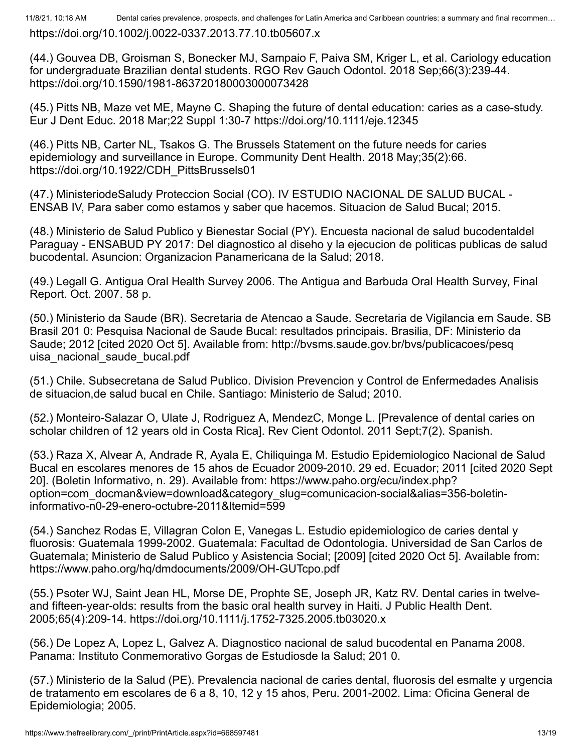https://doi.org/10.1002/j.0022-0337.2013.77.10.tb05607.x

(44.) Gouvea DB, Groisman S, Bonecker MJ, Sampaio F, Paiva SM, Kriger L, et al. Cariology education for undergraduate Brazilian dental students. RGO Rev Gauch Odontol. 2018 Sep;66(3):239-44. https://doi.org/10.1590/1981-863720180003000073428

(45.) Pitts NB, Maze vet ME, Mayne C. Shaping the future of dental education: caries as a case-study. Eur J Dent Educ. 2018 Mar;22 Suppl 1:30-7 https://doi.org/10.1111/eje.12345

(46.) Pitts NB, Carter NL, Tsakos G. The Brussels Statement on the future needs for caries epidemiology and surveillance in Europe. Community Dent Health. 2018 May;35(2):66. https://doi.org/10.1922/CDH_PittsBrussels01

(47.) MinisteriodeSaludy Proteccion Social (CO). IV ESTUDIO NACIONAL DE SALUD BUCAL - ENSAB IV, Para saber como estamos y saber que hacemos. Situacion de Salud Bucal; 2015.

(48.) Ministerio de Salud Publico y Bienestar Social (PY). Encuesta nacional de salud bucodentaldel Paraguay - ENSABUD PY 2017: Del diagnostico al diseho y la ejecucion de politicas publicas de salud bucodental. Asuncion: Organizacion Panamericana de la Salud; 2018.

(49.) Legall G. Antigua Oral Health Survey 2006. The Antigua and Barbuda Oral Health Survey, Final Report. Oct. 2007. 58 p.

(50.) Ministerio da Saude (BR). Secretaria de Atencao a Saude. Secretaria de Vigilancia em Saude. SB Brasil 201 0: Pesquisa Nacional de Saude Bucal: resultados principais. Brasilia, DF: Ministerio da Saude; 2012 [cited 2020 Oct 5]. Available from: http://bvsms.saude.gov.br/bvs/publicacoes/pesq uisa_nacional_saude_bucal.pdf

(51.) Chile. Subsecretana de Salud Publico. Division Prevencion y Control de Enfermedades Analisis de situacion,de salud bucal en Chile. Santiago: Ministerio de Salud; 2010.

(52.) Monteiro-Salazar O, Ulate J, Rodriguez A, MendezC, Monge L. [Prevalence of dental caries on scholar children of 12 years old in Costa Rica]. Rev Cient Odontol. 2011 Sept;7(2). Spanish.

(53.) Raza X, Alvear A, Andrade R, Ayala E, Chiliquinga M. Estudio Epidemiologico Nacional de Salud Bucal en escolares menores de 15 ahos de Ecuador 2009-2010. 29 ed. Ecuador; 2011 [cited 2020 Sept 20]. (Boletin Informativo, n. 29). Available from: https://www.paho.org/ecu/index.php?option=com_docman&view=download&category_slug=comunicacion-social&alias=356-boletin-informativo-n0-29-enero-octubre-2011&Itemid=599

(54.) Sanchez Rodas E, Villagran Colon E, Vanegas L. Estudio epidemiologico de caries dental y fluorosis: Guatemala 1999-2002. Guatemala: Facultad de Odontologia. Universidad de San Carlos de Guatemala; Ministerio de Salud Publico y Asistencia Social; [2009] [cited 2020 Oct 5]. Available from: https://www.paho.org/hq/dmdocuments/2009/OH-GUTcpo.pdf

(55.) Psoter WJ, Saint Jean HL, Morse DE, Prophte SE, Joseph JR, Katz RV. Dental caries in twelve- and fifteen-year-olds: results from the basic oral health survey in Haiti. J Public Health Dent. 2005;65(4):209-14. https://doi.org/10.1111/j.1752-7325.2005.tb03020.x

(56.) De Lopez A, Lopez L, Galvez A. Diagnostico nacional de salud bucodental en Panama 2008. Panama: Instituto Conmemorativo Gorgas de Estudiosde la Salud; 201 0.

(57.) Ministerio de la Salud (PE). Prevalencia nacional de caries dental, fluorosis del esmalte y urgencia de tratamento em escolares de 6 a 8, 10, 12 y 15 ahos, Peru. 2001-2002. Lima: Oficina General de Epidemiologia; 2005.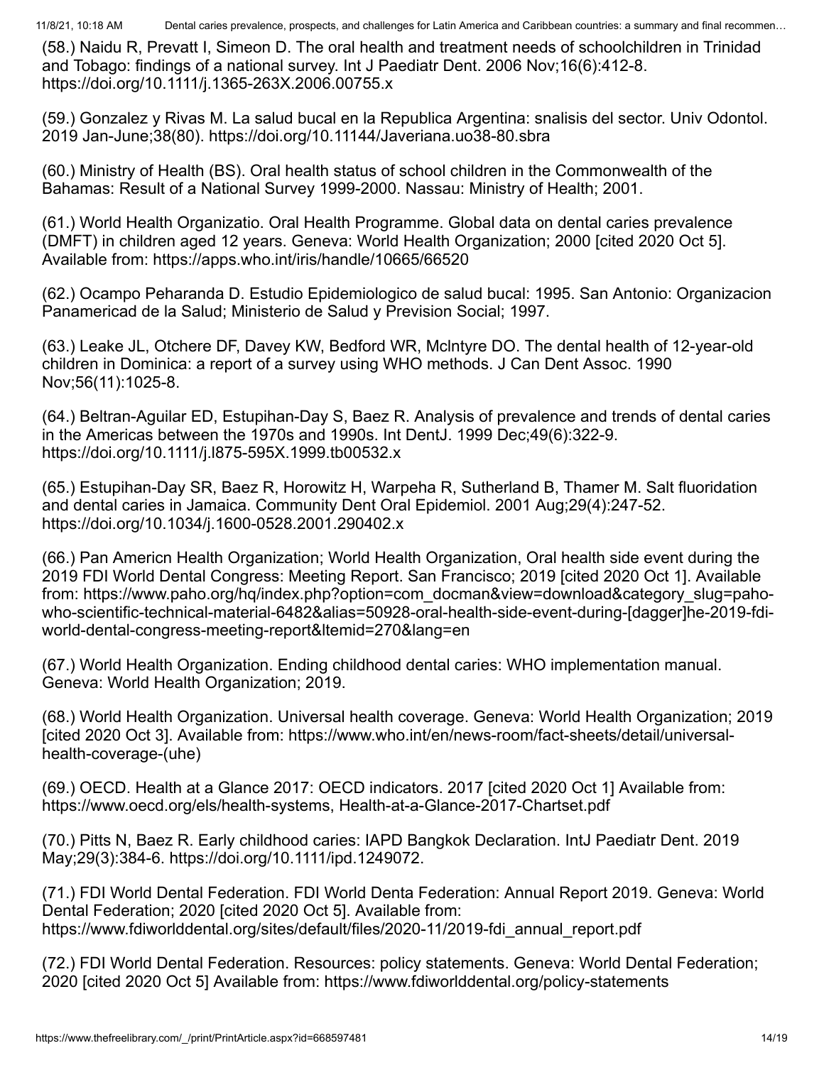(58.) Naidu R, Prevatt I, Simeon D. The oral health and treatment needs of schoolchildren in Trinidad and Tobago: findings of a national survey. Int J Paediatr Dent. 2006 Nov;16(6):412-8. https://doi.org/10.1111/j.1365-263X.2006.00755.x

(59.) Gonzalez y Rivas M. La salud bucal en la Republica Argentina: snalisis del sector. Univ Odontol. 2019 Jan-June;38(80). https://doi.org/10.11144/Javeriana.uo38-80.sbra

(60.) Ministry of Health (BS). Oral health status of school children in the Commonwealth of the Bahamas: Result of a National Survey 1999-2000. Nassau: Ministry of Health; 2001.

(61.) World Health Organizatio. Oral Health Programme. Global data on dental caries prevalence (DMFT) in children aged 12 years. Geneva: World Health Organization; 2000 [cited 2020 Oct 5]. Available from: https://apps.who.int/iris/handle/10665/66520

(62.) Ocampo Peharanda D. Estudio Epidemiologico de salud bucal: 1995. San Antonio: Organizacion Panamericad de la Salud; Ministerio de Salud y Prevision Social; 1997.

(63.) Leake JL, Otchere DF, Davey KW, Bedford WR, Mclntyre DO. The dental health of 12-year-old children in Dominica: a report of a survey using WHO methods. J Can Dent Assoc. 1990 Nov;56(11):1025-8.

(64.) Beltran-Aguilar ED, Estupihan-Day S, Baez R. Analysis of prevalence and trends of dental caries in the Americas between the 1970s and 1990s. Int DentJ. 1999 Dec;49(6):322-9. https://doi.org/10.1111/j.l875-595X.1999.tb00532.x

(65.) Estupihan-Day SR, Baez R, Horowitz H, Warpeha R, Sutherland B, Thamer M. Salt fluoridation and dental caries in Jamaica. Community Dent Oral Epidemiol. 2001 Aug;29(4):247-52. https://doi.org/10.1034/j.1600-0528.2001.290402.x

(66.) Pan Americn Health Organization; World Health Organization, Oral health side event during the 2019 FDI World Dental Congress: Meeting Report. San Francisco; 2019 [cited 2020 Oct 1]. Available from: https://www.paho.org/hq/index.php?option=com_docman&view=download&category_slug=paho-who-scientific-technical-material-6482&alias=50928-oral-health-side-event-during-[dagger]he-2019-fdi-world-dental-congress-meeting-report&ltemid=270&lang=en

(67.) World Health Organization. Ending childhood dental caries: WHO implementation manual. Geneva: World Health Organization; 2019.

(68.) World Health Organization. Universal health coverage. Geneva: World Health Organization; 2019 [cited 2020 Oct 3]. Available from: https://www.who.int/en/news-room/fact-sheets/detail/universal-health-coverage-(uhe)

(69.) OECD. Health at a Glance 2017: OECD indicators. 2017 [cited 2020 Oct 1] Available from: https://www.oecd.org/els/health-systems, Health-at-a-Glance-2017-Chartset.pdf

(70.) Pitts N, Baez R. Early childhood caries: IAPD Bangkok Declaration. IntJ Paediatr Dent. 2019 May;29(3):384-6. https://doi.org/10.1111/ipd.1249072.

(71.) FDI World Dental Federation. FDI World Denta Federation: Annual Report 2019. Geneva: World Dental Federation; 2020 [cited 2020 Oct 5]. Available from: https://www.fdiworlddental.org/sites/default/files/2020-11/2019-fdi_annual_report.pdf

(72.) FDI World Dental Federation. Resources: policy statements. Geneva: World Dental Federation; 2020 [cited 2020 Oct 5] Available from: https://www.fdiworlddental.org/policy-statements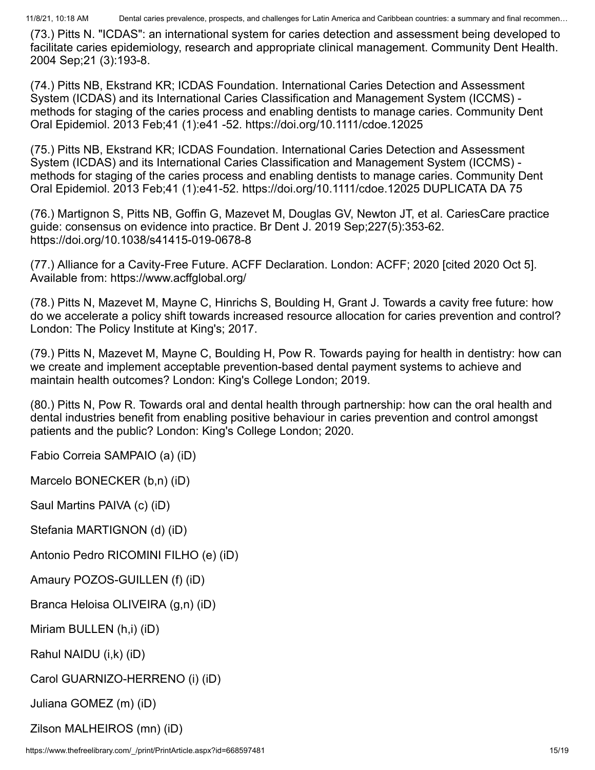(73.) Pitts N. "ICDAS": an international system for caries detection and assessment being developed to facilitate caries epidemiology, research and appropriate clinical management. Community Dent Health. 2004 Sep;21 (3):193-8.

(74.) Pitts NB, Ekstrand KR; ICDAS Foundation. International Caries Detection and Assessment System (ICDAS) and its International Caries Classification and Management System (ICCMS) - methods for staging of the caries process and enabling dentists to manage caries. Community Dent Oral Epidemiol. 2013 Feb;41 (1):e41 -52. https://doi.org/10.1111/cdoe.12025

(75.) Pitts NB, Ekstrand KR; ICDAS Foundation. International Caries Detection and Assessment System (ICDAS) and its International Caries Classification and Management System (ICCMS) - methods for staging of the caries process and enabling dentists to manage caries. Community Dent Oral Epidemiol. 2013 Feb;41 (1):e41-52. https://doi.org/10.1111/cdoe.12025 DUPLICATA DA 75

(76.) Martignon S, Pitts NB, Goffin G, Mazevet M, Douglas GV, Newton JT, et al. CariesCare practice guide: consensus on evidence into practice. Br Dent J. 2019 Sep;227(5):353-62. https://doi.org/10.1038/s41415-019-0678-8

(77.) Alliance for a Cavity-Free Future. ACFF Declaration. London: ACFF; 2020 [cited 2020 Oct 5]. Available from: https://www.acffglobal.org/

(78.) Pitts N, Mazevet M, Mayne C, Hinrichs S, Boulding H, Grant J. Towards a cavity free future: how do we accelerate a policy shift towards increased resource allocation for caries prevention and control? London: The Policy Institute at King's; 2017.

(79.) Pitts N, Mazevet M, Mayne C, Boulding H, Pow R. Towards paying for health in dentistry: how can we create and implement acceptable prevention-based dental payment systems to achieve and maintain health outcomes? London: King's College London; 2019.

(80.) Pitts N, Pow R. Towards oral and dental health through partnership: how can the oral health and dental industries benefit from enabling positive behaviour in caries prevention and control amongst patients and the public? London: King's College London; 2020.

Fabio Correia SAMPAIO (a) (iD)

Marcelo BONECKER (b,n) (iD)

Saul Martins PAIVA (c) (iD)

Stefania MARTIGNON (d) (iD)

Antonio Pedro RICOMINI FILHO (e) (iD)

Amaury POZOS-GUILLEN (f) (iD)

Branca Heloisa OLIVEIRA (g,n) (iD)

Miriam BULLEN (h,i) (iD)

Rahul NAIDU (i,k) (iD)

Carol GUARNIZO-HERRENO (i) (iD)

Juliana GOMEZ (m) (iD)

Zilson MALHEIROS (mn) (iD)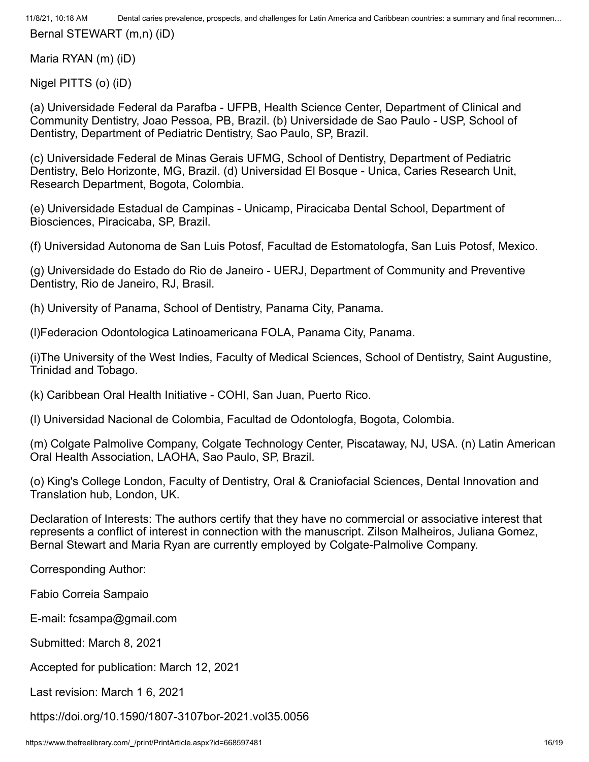Bernal STEWART (m,n) (iD)

Maria RYAN (m) (iD)

Nigel PITTS (o) (iD)

(a) Universidade Federal da Parafba - UFPB, Health Science Center, Department of Clinical and Community Dentistry, Joao Pessoa, PB, Brazil. (b) Universidade de Sao Paulo - USP, School of Dentistry, Department of Pediatric Dentistry, Sao Paulo, SP, Brazil.

(c) Universidade Federal de Minas Gerais UFMG, School of Dentistry, Department of Pediatric Dentistry, Belo Horizonte, MG, Brazil. (d) Universidad El Bosque - Unica, Caries Research Unit, Research Department, Bogota, Colombia.

(e) Universidade Estadual de Campinas - Unicamp, Piracicaba Dental School, Department of Biosciences, Piracicaba, SP, Brazil.

(f) Universidad Autonoma de San Luis Potosf, Facultad de Estomatologfa, San Luis Potosf, Mexico.

(g) Universidade do Estado do Rio de Janeiro - UERJ, Department of Community and Preventive Dentistry, Rio de Janeiro, RJ, Brasil.

(h) University of Panama, School of Dentistry, Panama City, Panama.

(l)Federacion Odontologica Latinoamericana FOLA, Panama City, Panama.

(i)The University of the West Indies, Faculty of Medical Sciences, School of Dentistry, Saint Augustine, Trinidad and Tobago.

(k) Caribbean Oral Health Initiative - COHI, San Juan, Puerto Rico.

(l) Universidad Nacional de Colombia, Facultad de Odontologfa, Bogota, Colombia.

(m) Colgate Palmolive Company, Colgate Technology Center, Piscataway, NJ, USA. (n) Latin American Oral Health Association, LAOHA, Sao Paulo, SP, Brazil.

(o) King's College London, Faculty of Dentistry, Oral & Craniofacial Sciences, Dental Innovation and Translation hub, London, UK.

Declaration of Interests: The authors certify that they have no commercial or associative interest that represents a conflict of interest in connection with the manuscript. Zilson Malheiros, Juliana Gomez, Bernal Stewart and Maria Ryan are currently employed by Colgate-Palmolive Company.

Corresponding Author:

Fabio Correia Sampaio

E-mail: fcsampa@gmail.com

Submitted: March 8, 2021

Accepted for publication: March 12, 2021

Last revision: March 1 6, 2021

https://doi.org/10.1590/1807-3107bor-2021.vol35.0056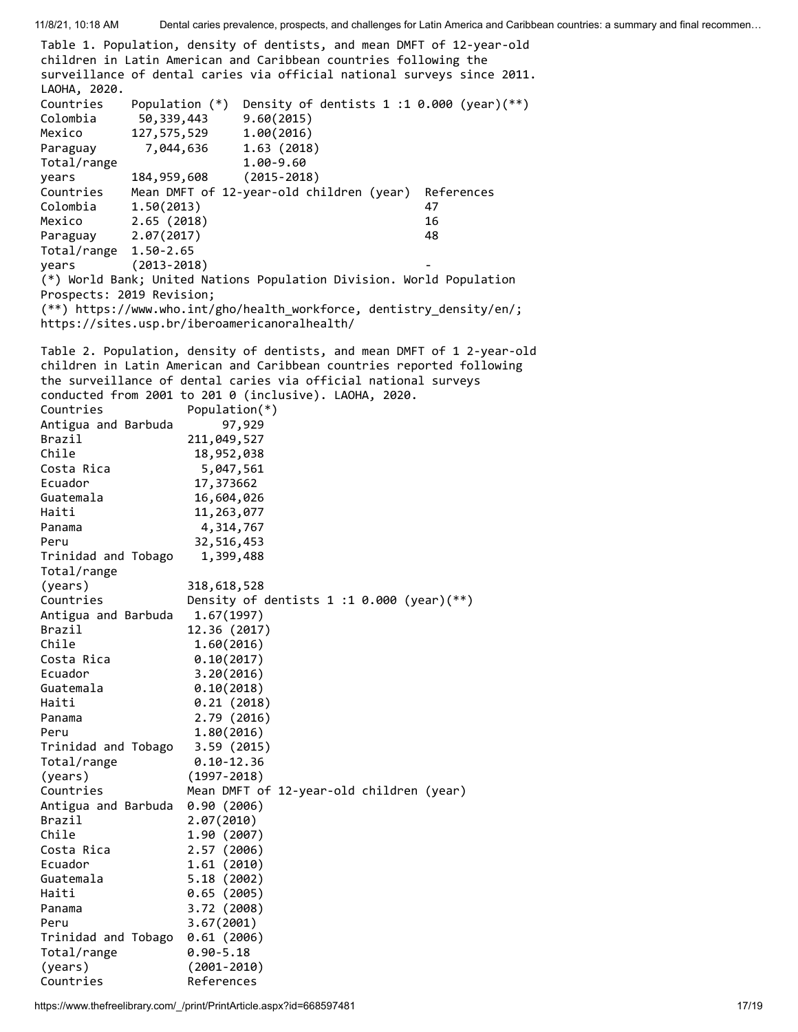Table 1. Population, density of dentists, and mean DMFT of 12-year-old children in Latin American and Caribbean countries following the surveillance of dental caries via official national surveys since 2011. LAOHA, 2020.

| Countries | Population (*) | Density of dentists 1 :1 0.000 (year)(**) | Mean DMFT of 12-year-old children (year) | References |
|---|---|---|---|---|
| Colombia | 50,339,443 | 9.60(2015) | 1.50(2013) | 47 |
| Mexico | 127,575,529 | 1.00(2016) | 2.65 (2018) | 16 |
| Paraguay | 7,044,636 | 1.63 (2018) | 2.07(2017) | 48 |
| Total/range years | 184,959,608 | 1.00-9.60 (2015-2018) | 1.50-2.65 (2013-2018) | - |

(*) World Bank; United Nations Population Division. World Population Prospects: 2019 Revision;

(**) https://www.who.int/gho/health_workforce, dentistry_density/en/; https://sites.usp.br/iberoamericanoralhealth/

Table 2. Population, density of dentists, and mean DMFT of 1 2-year-old children in Latin American and Caribbean countries reported following the surveillance of dental caries via official national surveys conducted from 2001 to 201 0 (inclusive). LAOHA, 2020.

| Countries | Population(*) | Density of dentists 1 :1 0.000 (year)(**) | Mean DMFT of 12-year-old children (year) |
|---|---|---|---|
| Antigua and Barbuda | 97,929 | 1.67(1997) | 0.90 (2006) |
| Brazil | 211,049,527 | 12.36 (2017) | 2.07(2010) |
| Chile | 18,952,038 | 1.60(2016) | 1.90 (2007) |
| Costa Rica | 5,047,561 | 0.10(2017) | 2.57 (2006) |
| Ecuador | 17,373662 | 3.20(2016) | 1.61 (2010) |
| Guatemala | 16,604,026 | 0.10(2018) | 5.18 (2002) |
| Haiti | 11,263,077 | 0.21 (2018) | 0.65 (2005) |
| Panama | 4,314,767 | 2.79 (2016) | 3.72 (2008) |
| Peru | 32,516,453 | 1.80(2016) | 3.67(2001) |
| Trinidad and Tobago | 1,399,488 | 3.59 (2015) | 0.61 (2006) |
| Total/range (years) | 318,618,528 | 0.10-12.36 (1997-2018) | 0.90-5.18 (2001-2010) |

Countries References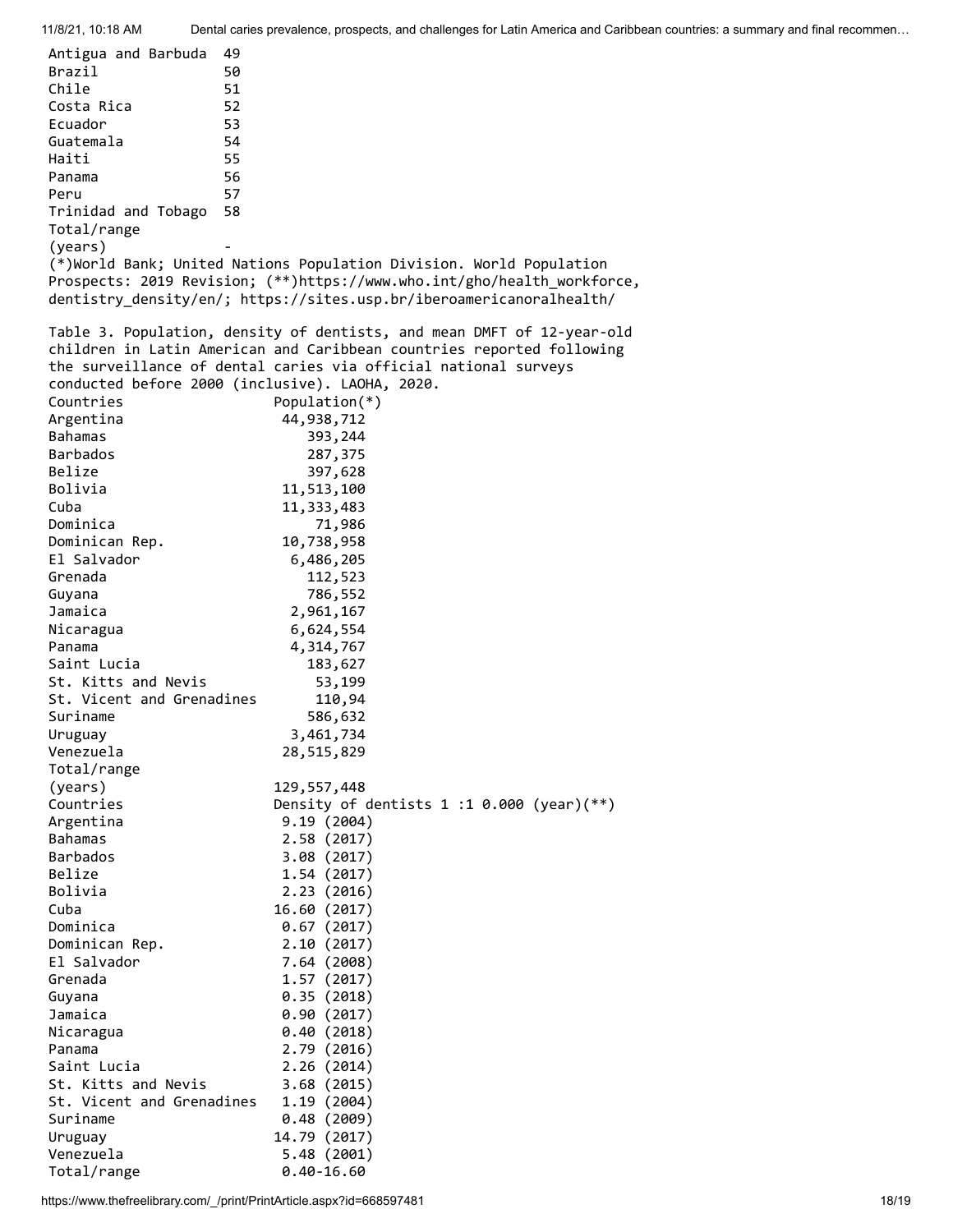| | |
|---|---|
| Antigua and Barbuda | 49 |
| Brazil | 50 |
| Chile | 51 |
| Costa Rica | 52 |
| Ecuador | 53 |
| Guatemala | 54 |
| Haiti | 55 |
| Panama | 56 |
| Peru | 57 |
| Trinidad and Tobago | 58 |
| Total/range (years) | - |

(*)World Bank; United Nations Population Division. World Population Prospects: 2019 Revision; (**)https://www.who.int/gho/health_workforce, dentistry_density/en/; https://sites.usp.br/iberoamericanoralhealth/

Table 3. Population, density of dentists, and mean DMFT of 12-year-old children in Latin American and Caribbean countries reported following the surveillance of dental caries via official national surveys conducted before 2000 (inclusive). LAOHA, 2020.

| Countries | Population(*) |
|---|---|
| Argentina | 44,938,712 |
| Bahamas | 393,244 |
| Barbados | 287,375 |
| Belize | 397,628 |
| Bolivia | 11,513,100 |
| Cuba | 11,333,483 |
| Dominica | 71,986 |
| Dominican Rep. | 10,738,958 |
| El Salvador | 6,486,205 |
| Grenada | 112,523 |
| Guyana | 786,552 |
| Jamaica | 2,961,167 |
| Nicaragua | 6,624,554 |
| Panama | 4,314,767 |
| Saint Lucia | 183,627 |
| St. Kitts and Nevis | 53,199 |
| St. Vicent and Grenadines | 110,94 |
| Suriname | 586,632 |
| Uruguay | 3,461,734 |
| Venezuela | 28,515,829 |
| Total/range (years) | 129,557,448 |

| Countries | Density of dentists 1 :1 0.000 (year)(**) |
|---|---|
| Argentina | 9.19 (2004) |
| Bahamas | 2.58 (2017) |
| Barbados | 3.08 (2017) |
| Belize | 1.54 (2017) |
| Bolivia | 2.23 (2016) |
| Cuba | 16.60 (2017) |
| Dominica | 0.67 (2017) |
| Dominican Rep. | 2.10 (2017) |
| El Salvador | 7.64 (2008) |
| Grenada | 1.57 (2017) |
| Guyana | 0.35 (2018) |
| Jamaica | 0.90 (2017) |
| Nicaragua | 0.40 (2018) |
| Panama | 2.79 (2016) |
| Saint Lucia | 2.26 (2014) |
| St. Kitts and Nevis | 3.68 (2015) |
| St. Vicent and Grenadines | 1.19 (2004) |
| Suriname | 0.48 (2009) |
| Uruguay | 14.79 (2017) |
| Venezuela | 5.48 (2001) |
| Total/range | 0.40-16.60 |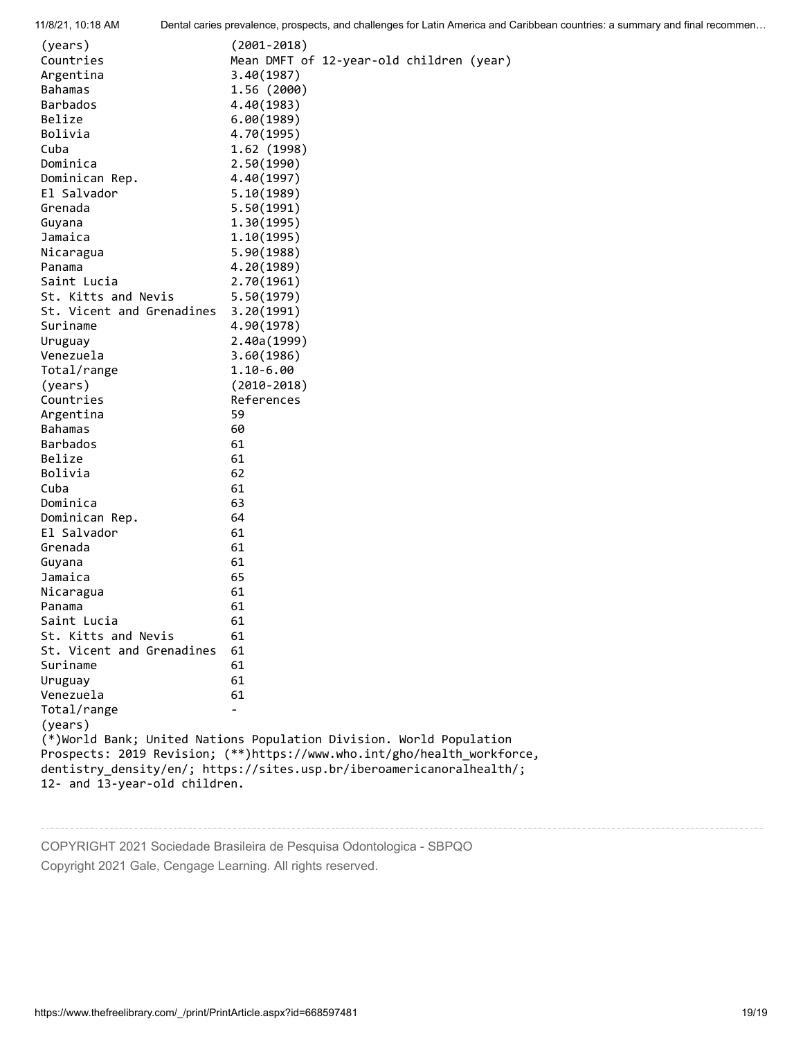| | |
|---|---|
| (years) | (2001-2018) |
| Countries | Mean DMFT of 12-year-old children (year) |
| Argentina | 3.40(1987) |
| Bahamas | 1.56 (2000) |
| Barbados | 4.40(1983) |
| Belize | 6.00(1989) |
| Bolivia | 4.70(1995) |
| Cuba | 1.62 (1998) |
| Dominica | 2.50(1990) |
| Dominican Rep. | 4.40(1997) |
| El Salvador | 5.10(1989) |
| Grenada | 5.50(1991) |
| Guyana | 1.30(1995) |
| Jamaica | 1.10(1995) |
| Nicaragua | 5.90(1988) |
| Panama | 4.20(1989) |
| Saint Lucia | 2.70(1961) |
| St. Kitts and Nevis | 5.50(1979) |
| St. Vicent and Grenadines | 3.20(1991) |
| Suriname | 4.90(1978) |
| Uruguay | 2.40a(1999) |
| Venezuela | 3.60(1986) |
| Total/range | 1.10-6.00 |
| (years) | (2010-2018) |
| Countries | References |
| Argentina | 59 |
| Bahamas | 60 |
| Barbados | 61 |
| Belize | 61 |
| Bolivia | 62 |
| Cuba | 61 |
| Dominica | 63 |
| Dominican Rep. | 64 |
| El Salvador | 61 |
| Grenada | 61 |
| Guyana | 61 |
| Jamaica | 65 |
| Nicaragua | 61 |
| Panama | 61 |
| Saint Lucia | 61 |
| St. Kitts and Nevis | 61 |
| St. Vicent and Grenadines | 61 |
| Suriname | 61 |
| Uruguay | 61 |
| Venezuela | 61 |
| Total/range | - |
| (years) | |

(*)World Bank; United Nations Population Division. World Population Prospects: 2019 Revision; (**)https://www.who.int/gho/health_workforce, dentistry_density/en/; https://sites.usp.br/iberoamericanoralhealth/; 12- and 13-year-old children.

COPYRIGHT 2021 Sociedade Brasileira de Pesquisa Odontologica - SBPQO

Copyright 2021 Gale, Cengage Learning. All rights reserved.